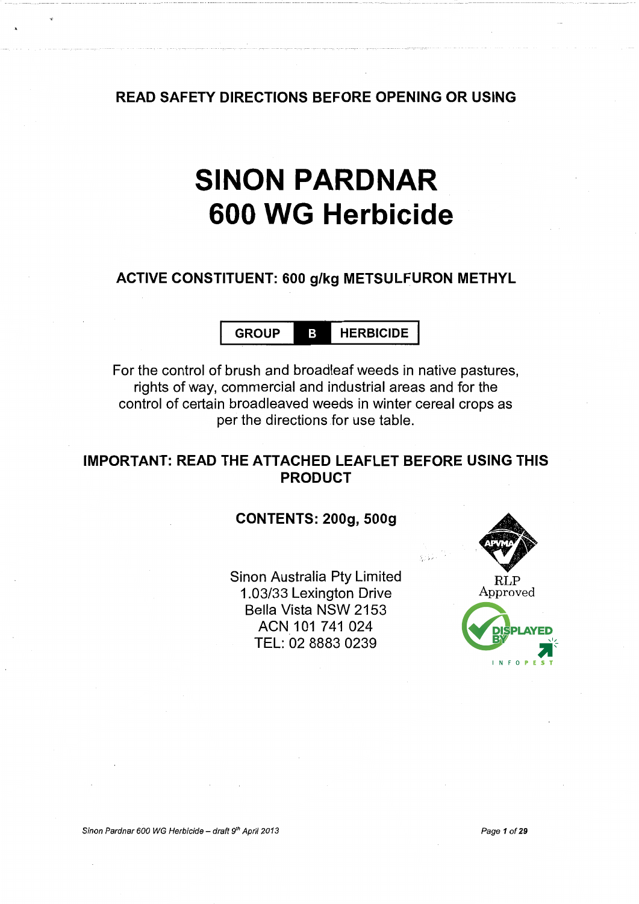**READ SAFETY DIRECTIONS BEFORE OPENING OR USING**

# SINON PARDNAR 600 WG Herbicide

**ACTIVE CONSTITUENT: 600 g/kg METSULFURON METHYL**

| GROUP | B | HERBICIDE |
|---|---|---|

For the control of brush and broadleaf weeds in native pastures, rights of way, commercial and industrial areas and for the control of certain broadleaved weeds in winter cereal crops as per the directions for use table.

**IMPORTANT: READ THE ATTACHED LEAFLET BEFORE USING THIS PRODUCT**

**CONTENTS: 200g, 500g**

Sinon Australia Pty Limited
1.03/33 Lexington Drive
Bella Vista NSW 2153
ACN 101 741 024
TEL: 02 8883 0239

APVMA RLP Approved

DISPLAYED BY INFOPEST

*Sinon Pardnar 600 WG Herbicide – draft 9th April 2013*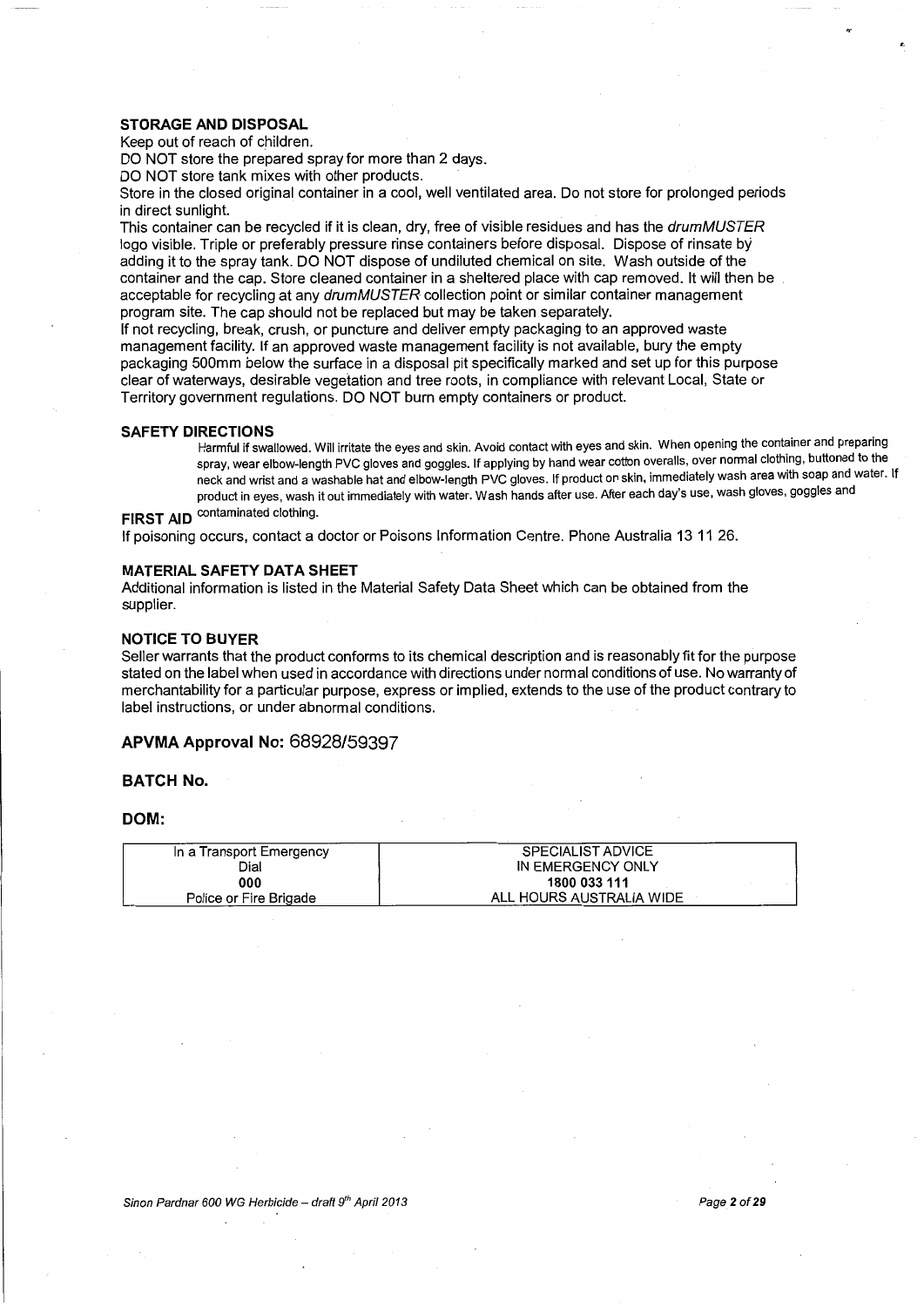### STORAGE AND DISPOSAL

Keep out of reach of children.
DO NOT store the prepared spray for more than 2 days.
DO NOT store tank mixes with other products.
Store in the closed original container in a cool, well ventilated area. Do not store for prolonged periods in direct sunlight.
This container can be recycled if it is clean, dry, free of visible residues and has the *drumMUSTER* logo visible. Triple or preferably pressure rinse containers before disposal. Dispose of rinsate by adding it to the spray tank. DO NOT dispose of undiluted chemical on site. Wash outside of the container and the cap. Store cleaned container in a sheltered place with cap removed. It will then be acceptable for recycling at any *drumMUSTER* collection point or similar container management program site. The cap should not be replaced but may be taken separately.
If not recycling, break, crush, or puncture and deliver empty packaging to an approved waste management facility. If an approved waste management facility is not available, bury the empty packaging 500mm below the surface in a disposal pit specifically marked and set up for this purpose clear of waterways, desirable vegetation and tree roots, in compliance with relevant Local, State or Territory government regulations. DO NOT burn empty containers or product.

### SAFETY DIRECTIONS

Harmful if swallowed. Will irritate the eyes and skin. Avoid contact with eyes and skin. When opening the container and preparing spray, wear elbow-length PVC gloves and goggles. If applying by hand wear cotton overalls, over normal clothing, buttoned to the neck and wrist and a washable hat and elbow-length PVC gloves. If product on skin, immediately wash area with soap and water. If product in eyes, wash it out immediately with water. Wash hands after use. After each day's use, wash gloves, goggles and contaminated clothing.

### FIRST AID

If poisoning occurs, contact a doctor or Poisons Information Centre. Phone Australia 13 11 26.

### MATERIAL SAFETY DATA SHEET

Additional information is listed in the Material Safety Data Sheet which can be obtained from the supplier.

### NOTICE TO BUYER

Seller warrants that the product conforms to its chemical description and is reasonably fit for the purpose stated on the label when used in accordance with directions under normal conditions of use. No warranty of merchantability for a particular purpose, express or implied, extends to the use of the product contrary to label instructions, or under abnormal conditions.

## APVMA Approval No: 68928/59397

## BATCH No.

## DOM:

| In a Transport Emergency<br>Dial<br>**000**<br>Police or Fire Brigade | SPECIALIST ADVICE<br>IN EMERGENCY ONLY<br>**1800 033 111**<br>ALL HOURS AUSTRALIA WIDE |
|---|---|

*Sinon Pardnar 600 WG Herbicide – draft 9th April 2013*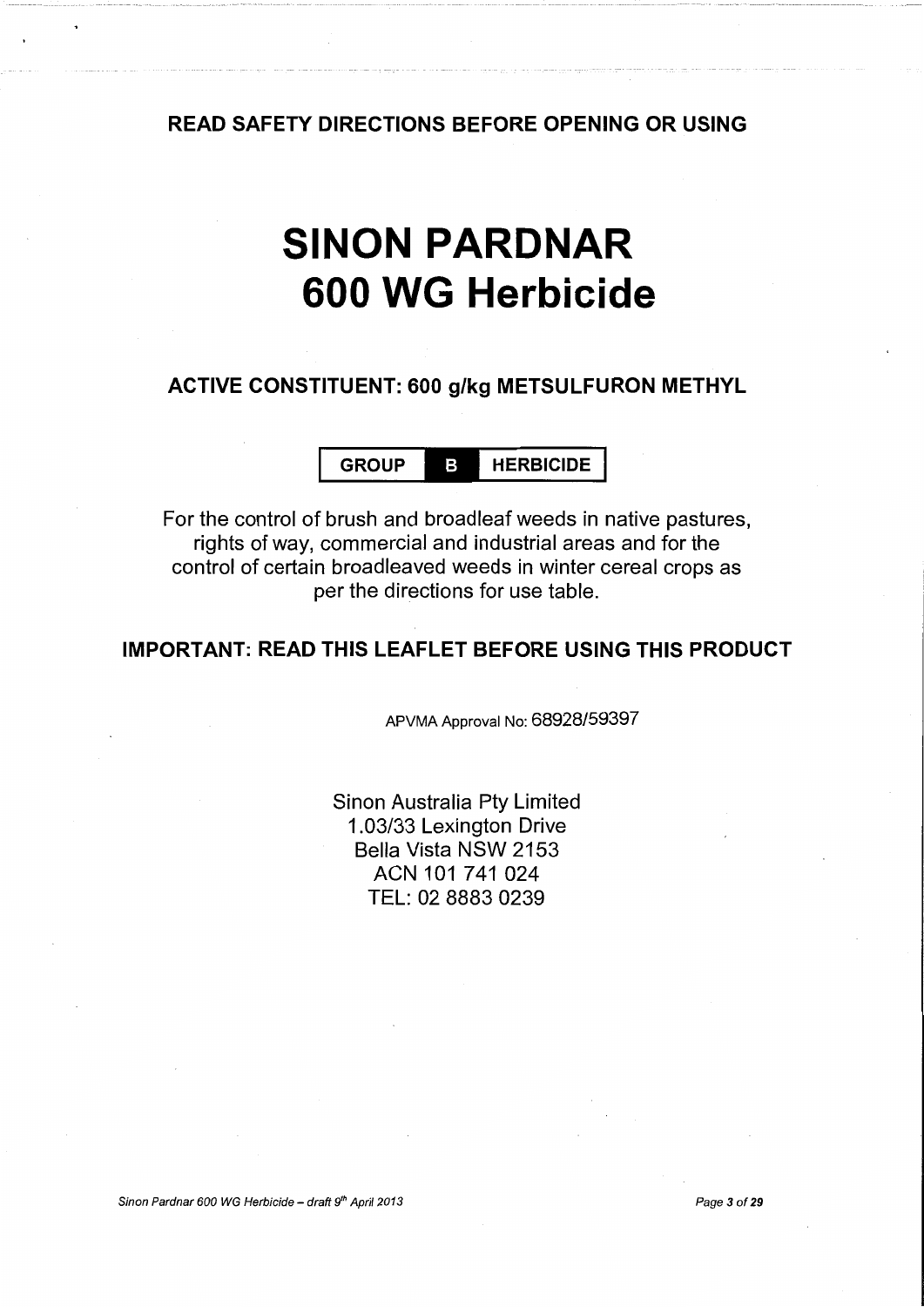**READ SAFETY DIRECTIONS BEFORE OPENING OR USING**

# SINON PARDNAR 600 WG Herbicide

**ACTIVE CONSTITUENT: 600 g/kg METSULFURON METHYL**

| GROUP | B | HERBICIDE |
|---|---|---|

For the control of brush and broadleaf weeds in native pastures, rights of way, commercial and industrial areas and for the control of certain broadleaved weeds in winter cereal crops as per the directions for use table.

**IMPORTANT: READ THIS LEAFLET BEFORE USING THIS PRODUCT**

APVMA Approval No: 68928/59397

Sinon Australia Pty Limited
1.03/33 Lexington Drive
Bella Vista NSW 2153
ACN 101 741 024
TEL: 02 8883 0239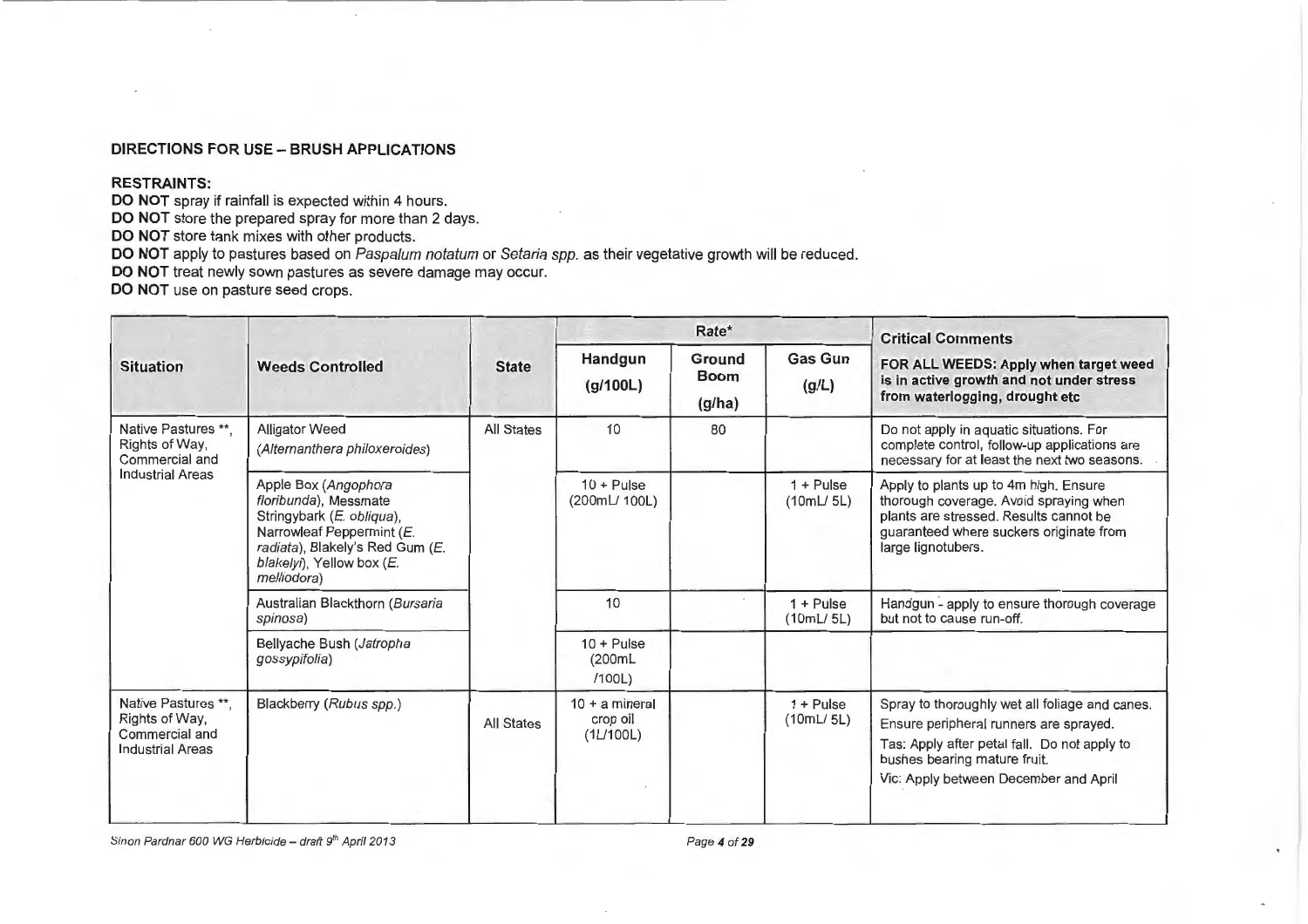**DIRECTIONS FOR USE – BRUSH APPLICATIONS**

**RESTRAINTS:**

**DO NOT** spray if rainfall is expected within 4 hours.
**DO NOT** store the prepared spray for more than 2 days.
**DO NOT** store tank mixes with other products.
**DO NOT** apply to pastures based on *Paspalum notatum* or *Setaria spp.* as their vegetative growth will be reduced.
**DO NOT** treat newly sown pastures as severe damage may occur.
**DO NOT** use on pasture seed crops.

| Situation | Weeds Controlled | State | Rate* | | | Critical Comments |
|---|---|---|---|---|---|---|
| | | | Handgun (g/100L) | Ground Boom (g/ha) | Gas Gun (g/L) | FOR ALL WEEDS: Apply when target weed is in active growth and not under stress from waterlogging, drought etc |
| Native Pastures **, Rights of Way, Commercial and Industrial Areas | Alligator Weed (*Alternanthera philoxeroides*) | All States | 10 | 80 | | Do not apply in aquatic situations. For complete control, follow-up applications are necessary for at least the next two seasons. |
| | Apple Box (*Angophora floribunda*), Messmate Stringybark (*E. obliqua*), Narrowleaf Peppermint (*E. radiata*), Blakely's Red Gum (*E. blakelyi*), Yellow box (*E. melliodora*) | | 10 + Pulse (200mL/ 100L) | | 1 + Pulse (10mL/ 5L) | Apply to plants up to 4m high. Ensure thorough coverage. Avoid spraying when plants are stressed. Results cannot be guaranteed where suckers originate from large lignotubers. |
| | Australian Blackthorn (*Bursaria spinosa*) | | 10 | | 1 + Pulse (10mL/ 5L) | Handgun - apply to ensure thorough coverage but not to cause run-off. |
| | Bellyache Bush (*Jatropha gossypifolia*) | | 10 + Pulse (200mL /100L) | | | |
| Native Pastures **, Rights of Way, Commercial and Industrial Areas | Blackberry (*Rubus spp.*) | All States | 10 + a mineral crop oil (1L/100L) | | 1 + Pulse (10mL/ 5L) | Spray to thoroughly wet all foliage and canes. Ensure peripheral runners are sprayed. Tas: Apply after petal fall. Do not apply to bushes bearing mature fruit. Vic: Apply between December and April |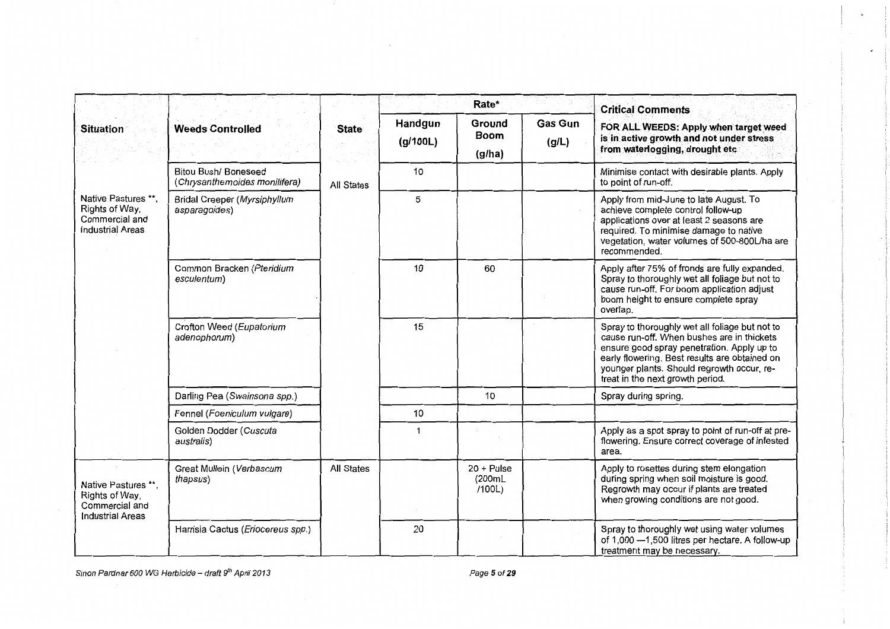| Situation | Weeds Controlled | State | Rate* | | | Critical Comments |
|---|---|---|---|---|---|---|
| | | | Handgun (g/100L) | Ground Boom (g/ha) | Gas Gun (g/L) | **FOR ALL WEEDS: Apply when target weed is in active growth and not under stress from waterlogging, drought etc** |
| Native Pastures **, Rights of Way, Commercial and Industrial Areas | Bitou Bush/ Boneseed (*Chrysanthemoides monilifera*) | All States | 10 | | | Minimise contact with desirable plants. Apply to point of run-off. |
| | Bridal Creeper (*Myrsiphyllum asparagoides*) | | 5 | | | Apply from mid-June to late August. To achieve complete control follow-up applications over at least 2 seasons are required. To minimise damage to native vegetation, water volumes of 500-800L/ha are recommended. |
| | Common Bracken (*Pteridium esculentum*) | | 10 | 60 | | Apply after 75% of fronds are fully expanded. Spray to thoroughly wet all foliage but not to cause run-off. For boom application adjust boom height to ensure complete spray overlap. |
| | Crofton Weed (*Eupatorium adenophorum*) | | 15 | | | Spray to thoroughly wet all foliage but not to cause run-off. When bushes are in thickets ensure good spray penetration. Apply up to early flowering. Best results are obtained on younger plants. Should regrowth occur, re-treat in the next growth period. |
| | Darling Pea (*Swainsona spp.*) | | | 10 | | Spray during spring. |
| | Fennel (*Foeniculum vulgare*) | | 10 | | | |
| | Golden Dodder (*Cuscuta australis*) | | 1 | | | Apply as a spot spray to point of run-off at pre-flowering. Ensure correct coverage of infested area. |
| Native Pastures **, Rights of Way, Commercial and Industrial Areas | Great Mullein (*Verbascum thapsus*) | All States | | 20 + Pulse (200mL /100L) | | Apply to rosettes during stem elongation during spring when soil moisture is good. Regrowth may occur if plants are treated when growing conditions are not good. |
| | Harrisia Cactus (*Eriocereus spp.*) | | 20 | | | Spray to thoroughly wet using water volumes of 1,000 —1,500 litres per hectare. A follow-up treatment may be necessary. |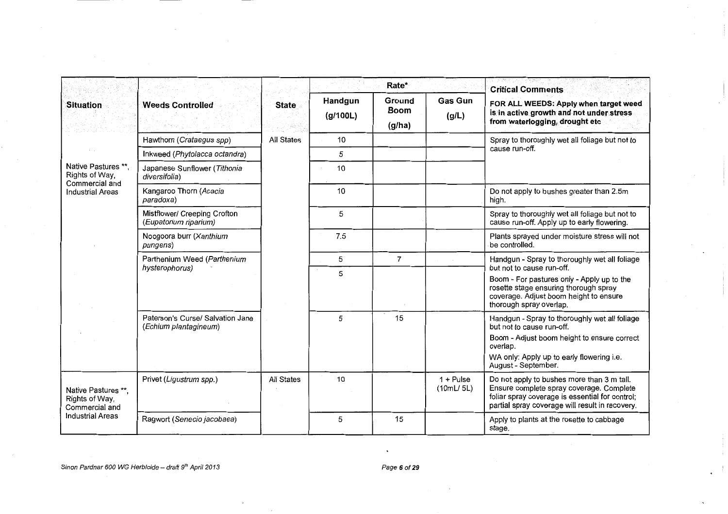| Situation | Weeds Controlled | State | Rate* | | | Critical Comments |
|---|---|---|---|---|---|---|
| | | | Handgun (g/100L) | Ground Boom (g/ha) | Gas Gun (g/L) | FOR ALL WEEDS: Apply when target weed is in active growth and not under stress from waterlogging, drought etc |
| Native Pastures **, Rights of Way, Commercial and Industrial Areas | Hawthorn (*Crataegus spp*) | All States | 10 | | | Spray to thoroughly wet all foliage but not to cause run-off. |
| | Inkweed (*Phytolacca octandra*) | | 5 | | | |
| | Japanese Sunflower (*Tithonia diversifolia*) | | 10 | | | |
| | Kangaroo Thorn (*Acacia paradoxa*) | | 10 | | | Do not apply to bushes greater than 2.5m high. |
| | Mistflower/ Creeping Crofton (*Eupatorium riparium*) | | 5 | | | Spray to thoroughly wet all foliage but not to cause run-off. Apply up to early flowering. |
| | Noogoora burr (*Xanthium pungens*) | | 7.5 | | | Plants sprayed under moisture stress will not be controlled. |
| | Parthenium Weed (*Parthenium hysterophorus*) | | 5 | 7 | | Handgun - Spray to thoroughly wet all foliage but not to cause run-off. |
| | | | 5 | | | Boom - For pastures only - Apply up to the rosette stage ensuring thorough spray coverage. Adjust boom height to ensure thorough spray overlap. |
| | Paterson's Curse/ Salvation Jane (*Echium plantagineum*) | | 5 | 15 | | Handgun - Spray to thoroughly wet all foliage but not to cause run-off. Boom - Adjust boom height to ensure correct overlap. WA only: Apply up to early flowering i.e. August - September. |
| Native Pastures **, Rights of Way, Commercial and Industrial Areas | Privet (*Ligustrum spp.*) | All States | 10 | | 1 + Pulse (10mL/ 5L) | Do not apply to bushes more than 3 m tall. Ensure complete spray coverage. Complete foliar spray coverage is essential for control; partial spray coverage will result in recovery. |
| | Ragwort (*Senecio jacobaea*) | | 5 | 15 | | Apply to plants at the rosette to cabbage stage. |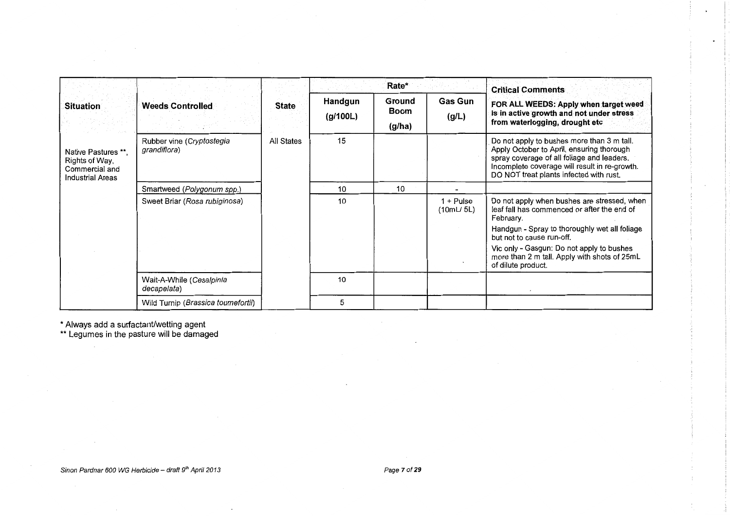| Situation | Weeds Controlled | State | Rate* | | | Critical Comments |
|---|---|---|---|---|---|---|
| | | | Handgun (g/100L) | Ground Boom (g/ha) | Gas Gun (g/L) | FOR ALL WEEDS: Apply when target weed is in active growth and not under stress from waterlogging, drought etc |
| Native Pastures **, Rights of Way, Commercial and Industrial Areas | Rubber vine (*Cryptostegia grandiflora*) | All States | 15 | | | Do not apply to bushes more than 3 m tall. Apply October to April, ensuring thorough spray coverage of all foliage and leaders. Incomplete coverage will result in re-growth. DO NOT treat plants infected with rust. |
| | Smartweed (*Polygonum spp.*) | | 10 | 10 | - | |
| | Sweet Briar (*Rosa rubiginosa*) | | 10 | | 1 + Pulse (10mL/ 5L) | Do not apply when bushes are stressed, when leaf fall has commenced or after the end of February. Handgun - Spray to thoroughly wet all foliage but not to cause run-off. Vic only - Gasgun: Do not apply to bushes more than 2 m tall. Apply with shots of 25mL of dilute product. |
| | Wait-A-While (*Cesalpinia decapelata*) | | 10 | | | |
| | Wild Turnip (*Brassica tournefortii*) | | 5 | | | |

* Always add a surfactant/wetting agent

** Legumes in the pasture will be damaged

*Sinon Pardnar 600 WG Herbicide – draft 9th April 2013*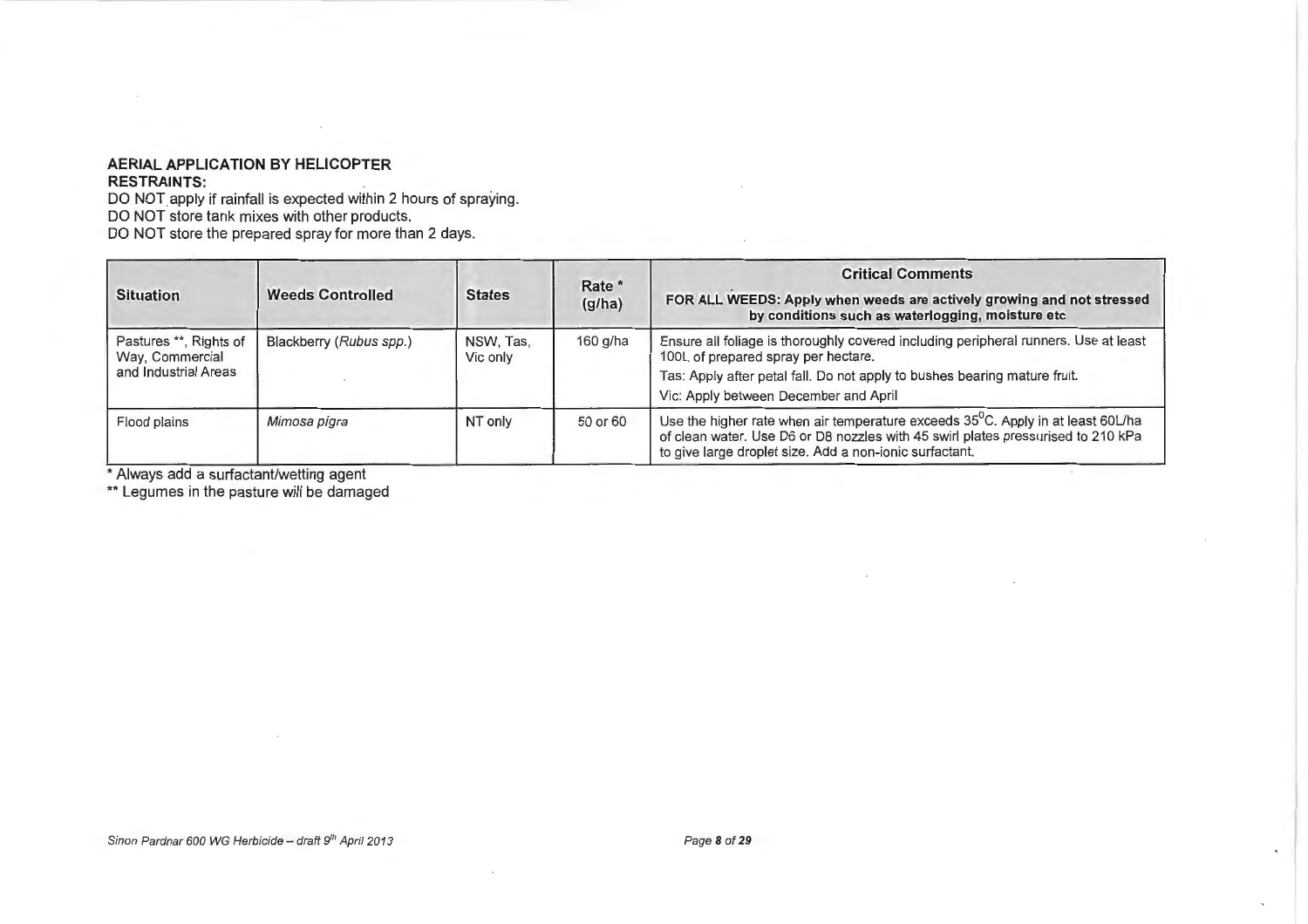**AERIAL APPLICATION BY HELICOPTER**
**RESTRAINTS:**
DO NOT apply if rainfall is expected within 2 hours of spraying.
DO NOT store tank mixes with other products.
DO NOT store the prepared spray for more than 2 days.

| Situation | Weeds Controlled | States | Rate * (g/ha) | Critical Comments<br>**FOR ALL WEEDS: Apply when weeds are actively growing and not stressed by conditions such as waterlogging, moisture etc** |
|---|---|---|---|---|
| Pastures **, Rights of Way, Commercial and Industrial Areas | Blackberry (*Rubus spp.*) | NSW, Tas, Vic only | 160 g/ha | Ensure all foliage is thoroughly covered including peripheral runners. Use at least 100L of prepared spray per hectare.<br>Tas: Apply after petal fall. Do not apply to bushes bearing mature fruit.<br>Vic: Apply between December and April |
| Flood plains | *Mimosa pigra* | NT only | 50 or 60 | Use the higher rate when air temperature exceeds $35^{0}$C. Apply in at least 60L/ha of clean water. Use D6 or D8 nozzles with 45 swirl plates pressurised to 210 kPa to give large droplet size. Add a non-ionic surfactant. |

\* Always add a surfactant/wetting agent
** Legumes in the pasture will be damaged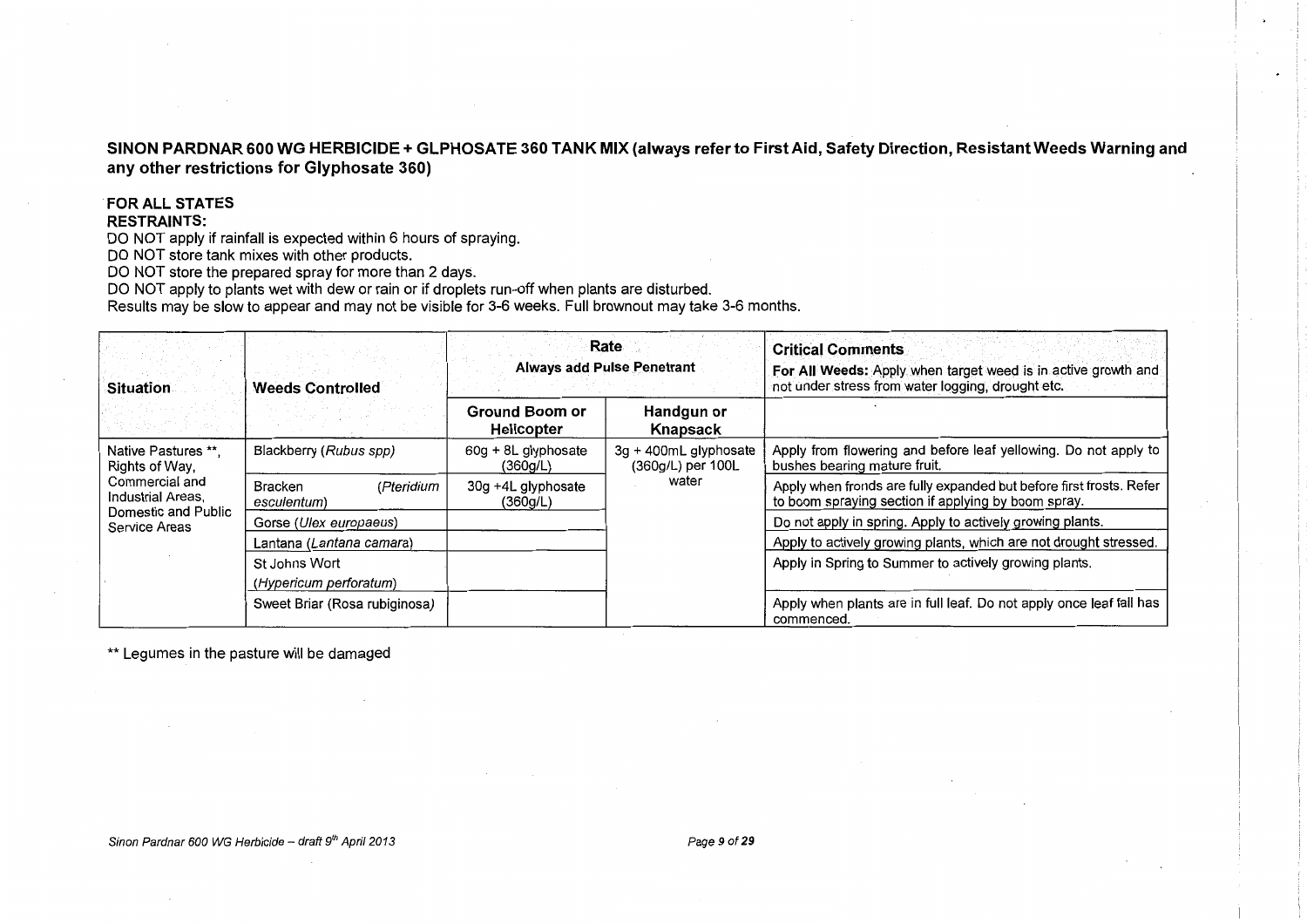## SINON PARDNAR 600 WG HERBICIDE + GLPHOSATE 360 TANK MIX (always refer to First Aid, Safety Direction, Resistant Weeds Warning and any other restrictions for Glyphosate 360)

**FOR ALL STATES**

**RESTRAINTS:**

DO NOT apply if rainfall is expected within 6 hours of spraying.
DO NOT store tank mixes with other products.
DO NOT store the prepared spray for more than 2 days.
DO NOT apply to plants wet with dew or rain or if droplets run-off when plants are disturbed.
Results may be slow to appear and may not be visible for 3-6 weeks. Full brownout may take 3-6 months.

| Situation | Weeds Controlled | Rate<br>Always add Pulse Penetrant | | Critical Comments<br>**For All Weeds:** Apply when target weed is in active growth and not under stress from water logging, drought etc. |
|---|---|---|---|---|
| | | **Ground Boom or Helicopter** | **Handgun or Knapsack** | |
| Native Pastures **, Rights of Way, Commercial and Industrial Areas, Domestic and Public Service Areas | Blackberry (*Rubus spp*) | 60g + 8L glyphosate (360g/L) | 3g + 400mL glyphosate (360g/L) per 100L water | Apply from flowering and before leaf yellowing. Do not apply to bushes bearing mature fruit. |
| | Bracken (*Pteridium esculentum*) | 30g +4L glyphosate (360g/L) | | Apply when fronds are fully expanded but before first frosts. Refer to boom spraying section if applying by boom spray. |
| | Gorse (*Ulex europaeus*) | | | Do not apply in spring. Apply to actively growing plants. |
| | Lantana (*Lantana camara*) | | | Apply to actively growing plants, which are not drought stressed. |
| | St Johns Wort (*Hypericum perforatum*) | | | Apply in Spring to Summer to actively growing plants. |
| | Sweet Briar (Rosa rubiginosa) | | | Apply when plants are in full leaf. Do not apply once leaf fall has commenced. |

** Legumes in the pasture will be damaged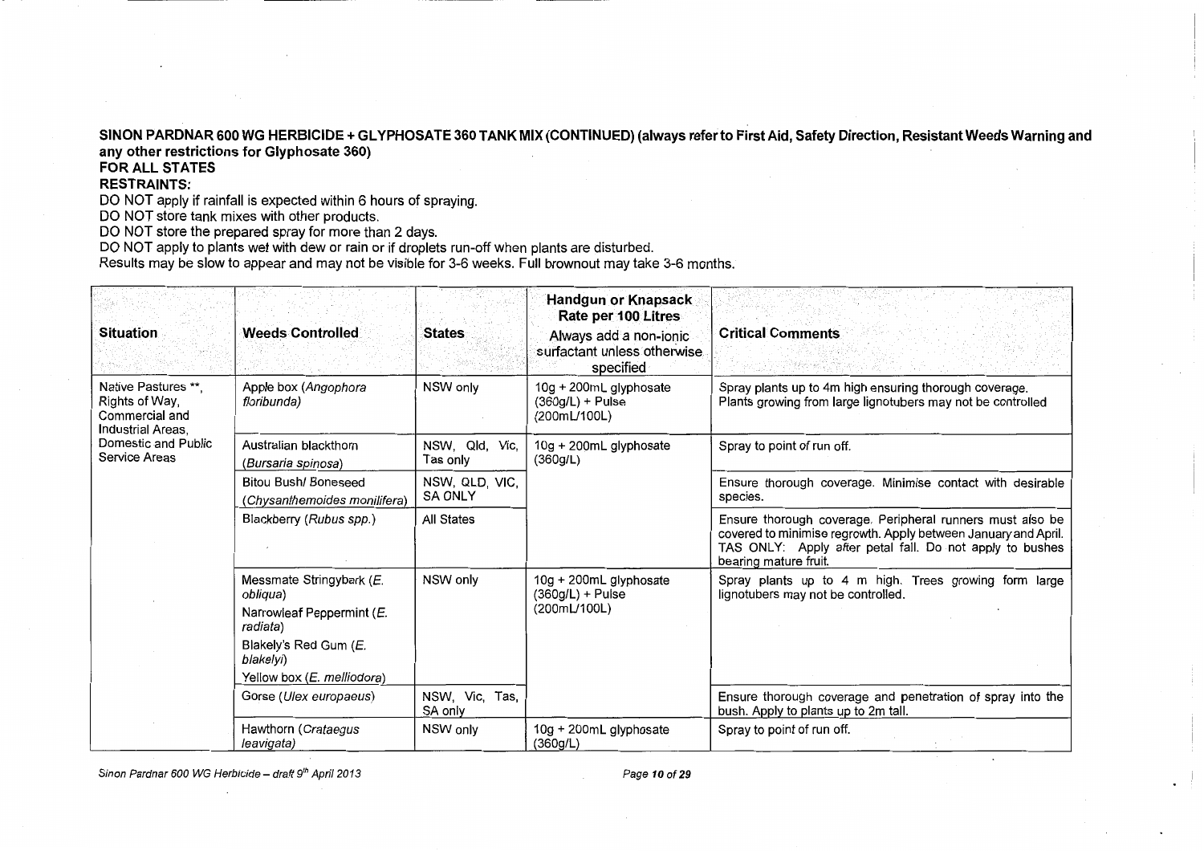**SINON PARDNAR 600 WG HERBICIDE + GLYPHOSATE 360 TANK MIX (CONTINUED) (always refer to First Aid, Safety Direction, Resistant Weeds Warning and any other restrictions for Glyphosate 360)**

**FOR ALL STATES**

**RESTRAINTS:**

DO NOT apply if rainfall is expected within 6 hours of spraying.

DO NOT store tank mixes with other products.

DO NOT store the prepared spray for more than 2 days.

DO NOT apply to plants wet with dew or rain or if droplets run-off when plants are disturbed.

Results may be slow to appear and may not be visible for 3-6 weeks. Full brownout may take 3-6 months.

| Situation | Weeds Controlled | States | Handgun or Knapsack Rate per 100 Litres<br>Always add a non-ionic surfactant unless otherwise specified | Critical Comments |
|---|---|---|---|---|
| Native Pastures **, Rights of Way, Commercial and Industrial Areas, Domestic and Public Service Areas | Apple box (*Angophora floribunda*) | NSW only | 10g + 200mL glyphosate (360g/L) + Pulse (200mL/100L) | Spray plants up to 4m high ensuring thorough coverage. Plants growing from large lignotubers may not be controlled |
| | Australian blackthorn (*Bursaria spinosa*) | NSW, Qld, Vic, Tas only | 10g + 200mL glyphosate (360g/L) | Spray to point of run off. |
| | Bitou Bush/ Boneseed (*Chrysanthemoides monilifera*) | NSW, QLD, VIC, SA ONLY | | Ensure thorough coverage. Minimise contact with desirable species. |
| | Blackberry (*Rubus spp.*) | All States | | Ensure thorough coverage. Peripheral runners must also be covered to minimise regrowth. Apply between January and April. TAS ONLY: Apply after petal fall. Do not apply to bushes bearing mature fruit. |
| | Messmate Stringybark (*E. obliqua*)<br>Narrowleaf Peppermint (*E. radiata*)<br>Blakely's Red Gum (*E. blakelyi*)<br>Yellow box (*E. melliodora*) | NSW only | 10g + 200mL glyphosate (360g/L) + Pulse (200mL/100L) | Spray plants up to 4 m high. Trees growing form large lignotubers may not be controlled. |
| | Gorse (*Ulex europaeus*) | NSW, Vic, Tas, SA only | | Ensure thorough coverage and penetration of spray into the bush. Apply to plants up to 2m tall. |
| | Hawthorn (*Crataegus leavigata*) | NSW only | 10g + 200mL glyphosate (360g/L) | Spray to point of run off. |

*Sinon Pardnar 600 WG Herbicide – draft 9th April 2013*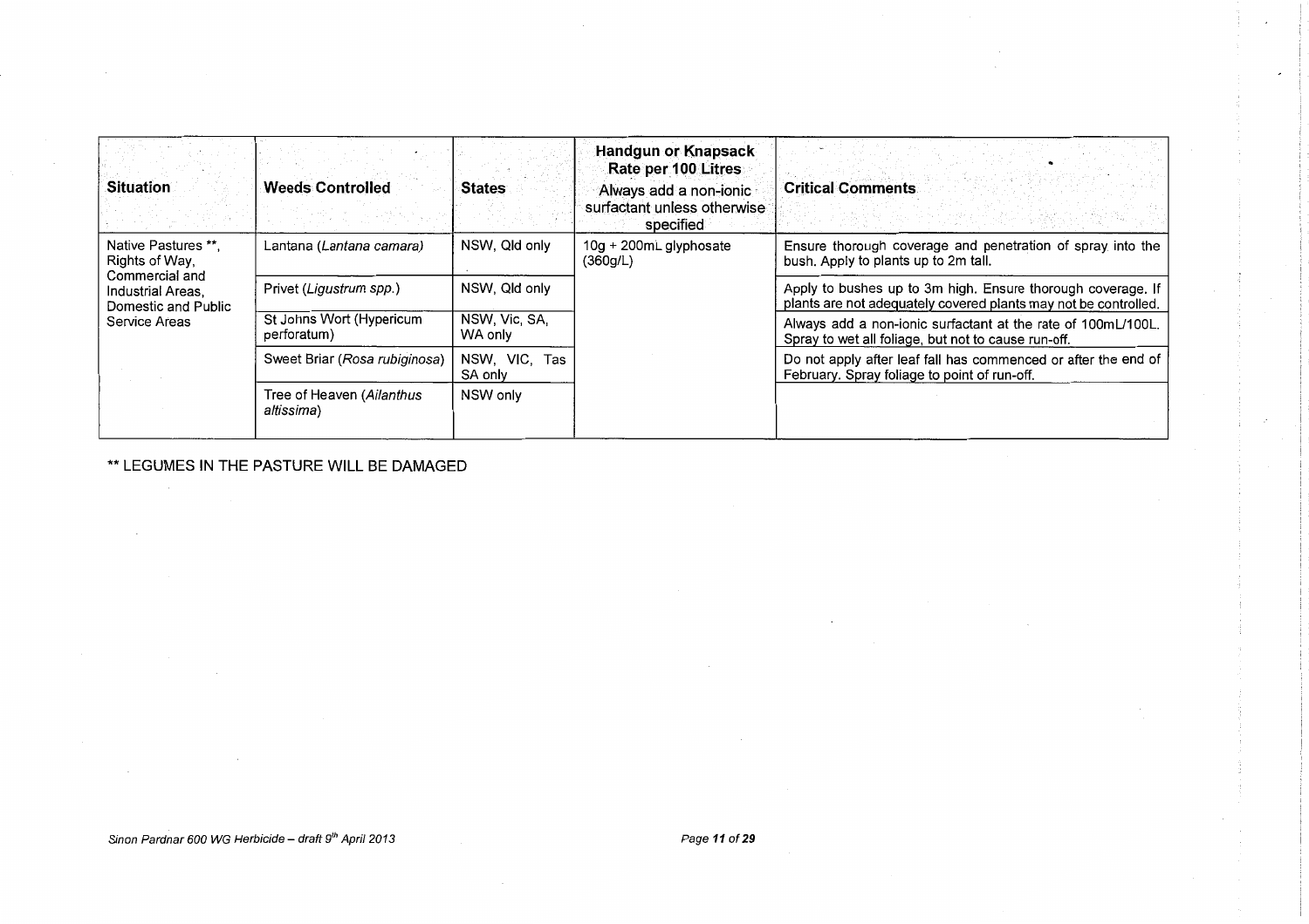| Situation | Weeds Controlled | States | Handgun or Knapsack Rate per 100 Litres Always add a non-ionic surfactant unless otherwise specified | Critical Comments |
|---|---|---|---|---|
| Native Pastures **, Rights of Way, Commercial and Industrial Areas, Domestic and Public Service Areas | Lantana (*Lantana camara*) | NSW, Qld only | 10g + 200mL glyphosate (360g/L) | Ensure thorough coverage and penetration of spray into the bush. Apply to plants up to 2m tall. |
| | Privet (*Ligustrum spp.*) | NSW, Qld only | | Apply to bushes up to 3m high. Ensure thorough coverage. If plants are not adequately covered plants may not be controlled. |
| | St Johns Wort (Hypericum perforatum) | NSW, Vic, SA, WA only | | Always add a non-ionic surfactant at the rate of 100mL/100L. Spray to wet all foliage, but not to cause run-off. |
| | Sweet Briar (*Rosa rubiginosa*) | NSW, VIC, Tas SA only | | Do not apply after leaf fall has commenced or after the end of February. Spray foliage to point of run-off. |
| | Tree of Heaven (*Ailanthus altissima*) | NSW only | | |

** LEGUMES IN THE PASTURE WILL BE DAMAGED

*Sinon Pardnar 600 WG Herbicide – draft 9th April 2013*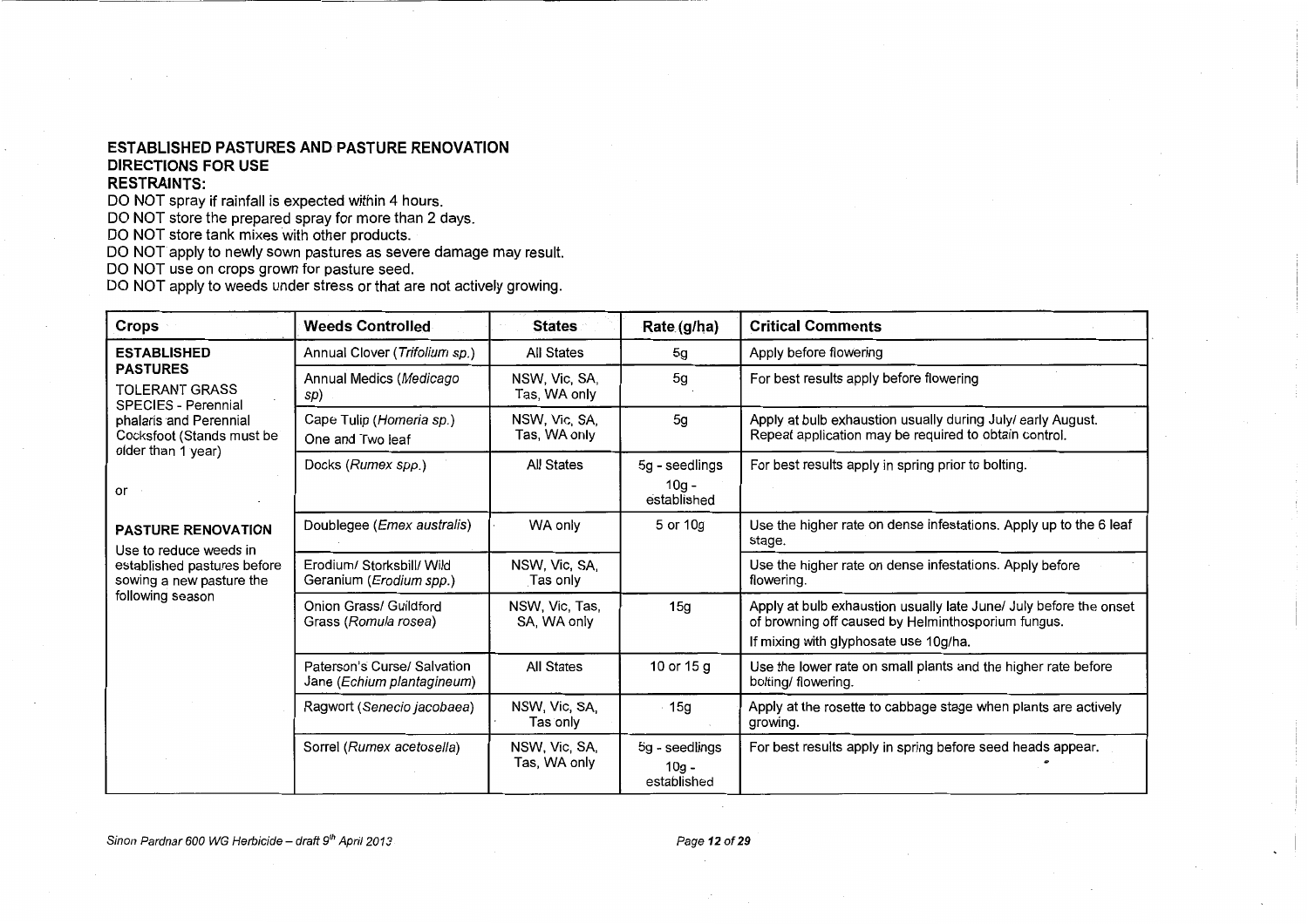## ESTABLISHED PASTURES AND PASTURE RENOVATION

## DIRECTIONS FOR USE

**RESTRAINTS:**

DO NOT spray if rainfall is expected within 4 hours.
DO NOT store the prepared spray for more than 2 days.
DO NOT store tank mixes with other products.
DO NOT apply to newly sown pastures as severe damage may result.
DO NOT use on crops grown for pasture seed.
DO NOT apply to weeds under stress or that are not actively growing.

| Crops | Weeds Controlled | States | Rate (g/ha) | Critical Comments |
|---|---|---|---|---|
| **ESTABLISHED PASTURES** TOLERANT GRASS SPECIES - Perennial phalaris and Perennial Cocksfoot (Stands must be older than 1 year) or **PASTURE RENOVATION** Use to reduce weeds in established pastures before sowing a new pasture the following season | Annual Clover (*Trifolium sp.*) | All States | 5g | Apply before flowering |
| | Annual Medics (*Medicago sp*) | NSW, Vic, SA, Tas, WA only | 5g | For best results apply before flowering |
| | Cape Tulip (*Homeria sp.*) One and Two leaf | NSW, Vic, SA, Tas, WA only | 5g | Apply at bulb exhaustion usually during July/ early August. Repeat application may be required to obtain control. |
| | Docks (*Rumex spp.*) | All States | 5g - seedlings 10g - established | For best results apply in spring prior to bolting. |
| | Doublegee (*Emex australis*) | WA only | 5 or 10g | Use the higher rate on dense infestations. Apply up to the 6 leaf stage. |
| | Erodium/ Storksbill/ Wild Geranium (*Erodium spp.*) | NSW, Vic, SA, Tas only | | Use the higher rate on dense infestations. Apply before flowering. |
| | Onion Grass/ Guildford Grass (*Romula rosea*) | NSW, Vic, Tas, SA, WA only | 15g | Apply at bulb exhaustion usually late June/ July before the onset of browning off caused by Helminthosporium fungus. If mixing with glyphosate use 10g/ha. |
| | Paterson's Curse/ Salvation Jane (*Echium plantagineum*) | All States | 10 or 15 g | Use the lower rate on small plants and the higher rate before bolting/ flowering. |
| | Ragwort (*Senecio jacobaea*) | NSW, Vic, SA, Tas only | 15g | Apply at the rosette to cabbage stage when plants are actively growing. |
| | Sorrel (*Rumex acetosella*) | NSW, Vic, SA, Tas, WA only | 5g - seedlings 10g - established | For best results apply in spring before seed heads appear. |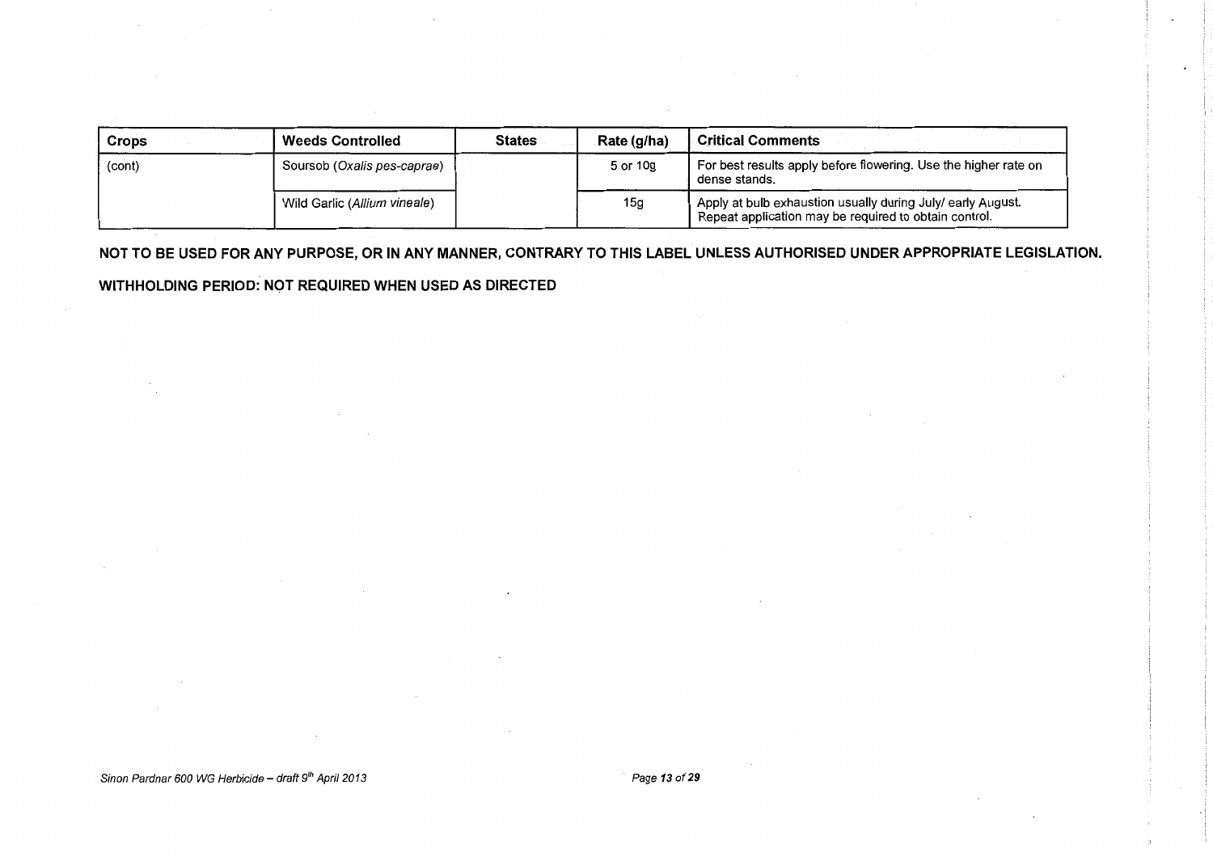| Crops | Weeds Controlled | States | Rate (g/ha) | Critical Comments |
|---|---|---|---|---|
| (cont) | Soursob (*Oxalis pes-caprae*) | | 5 or 10g | For best results apply before flowering. Use the higher rate on dense stands. |
| | Wild Garlic (*Allium vineale*) | | 15g | Apply at bulb exhaustion usually during July/ early August. Repeat application may be required to obtain control. |

**NOT TO BE USED FOR ANY PURPOSE, OR IN ANY MANNER, CONTRARY TO THIS LABEL UNLESS AUTHORISED UNDER APPROPRIATE LEGISLATION.**

**WITHHOLDING PERIOD: NOT REQUIRED WHEN USED AS DIRECTED**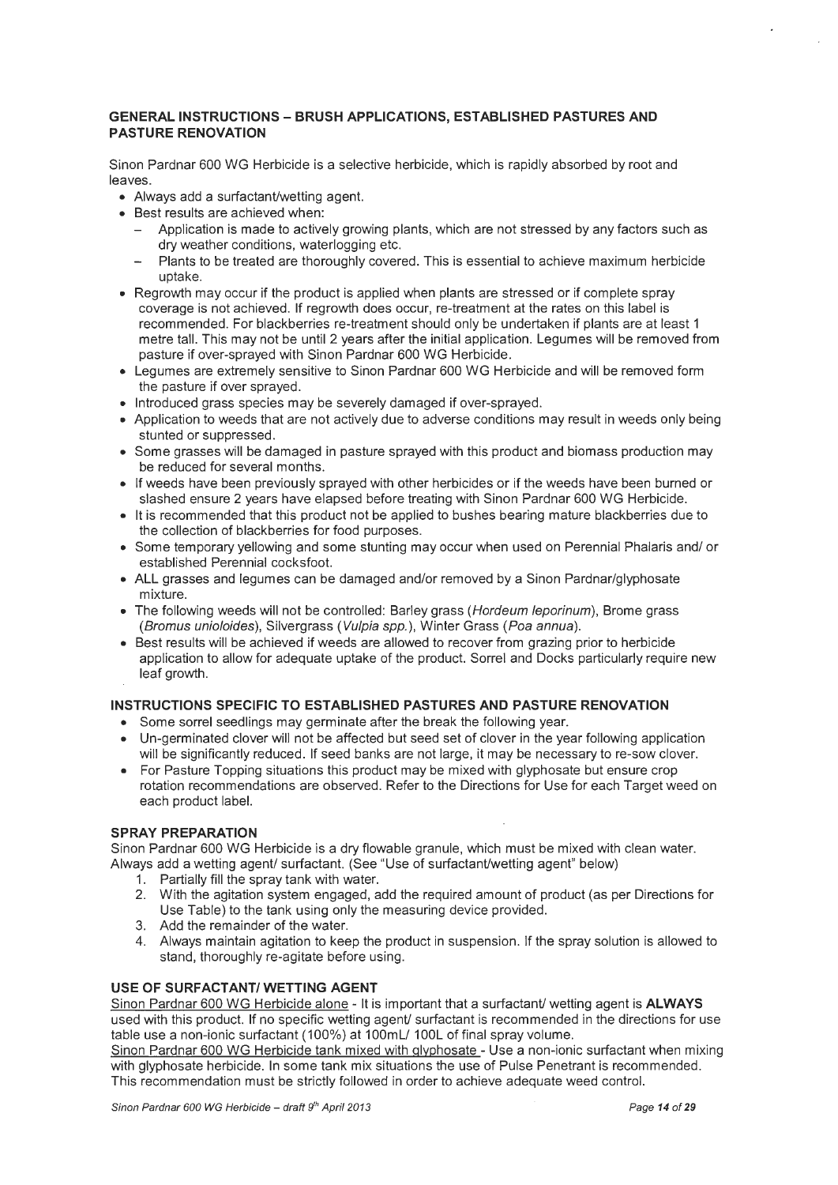### GENERAL INSTRUCTIONS – BRUSH APPLICATIONS, ESTABLISHED PASTURES AND PASTURE RENOVATION

Sinon Pardnar 600 WG Herbicide is a selective herbicide, which is rapidly absorbed by root and leaves.

- Always add a surfactant/wetting agent.
- Best results are achieved when:
  - Application is made to actively growing plants, which are not stressed by any factors such as dry weather conditions, waterlogging etc.
  - Plants to be treated are thoroughly covered. This is essential to achieve maximum herbicide uptake.
- Regrowth may occur if the product is applied when plants are stressed or if complete spray coverage is not achieved. If regrowth does occur, re-treatment at the rates on this label is recommended. For blackberries re-treatment should only be undertaken if plants are at least 1 metre tall. This may not be until 2 years after the initial application. Legumes will be removed from pasture if over-sprayed with Sinon Pardnar 600 WG Herbicide.
- Legumes are extremely sensitive to Sinon Pardnar 600 WG Herbicide and will be removed form the pasture if over sprayed.
- Introduced grass species may be severely damaged if over-sprayed.
- Application to weeds that are not actively due to adverse conditions may result in weeds only being stunted or suppressed.
- Some grasses will be damaged in pasture sprayed with this product and biomass production may be reduced for several months.
- If weeds have been previously sprayed with other herbicides or if the weeds have been burned or slashed ensure 2 years have elapsed before treating with Sinon Pardnar 600 WG Herbicide.
- It is recommended that this product not be applied to bushes bearing mature blackberries due to the collection of blackberries for food purposes.
- Some temporary yellowing and some stunting may occur when used on Perennial Phalaris and/ or established Perennial cocksfoot.
- ALL grasses and legumes can be damaged and/or removed by a Sinon Pardnar/glyphosate mixture.
- The following weeds will not be controlled: Barley grass (*Hordeum leporinum*), Brome grass (*Bromus unioloides*), Silvergrass (*Vulpia spp.*), Winter Grass (*Poa annua*).
- Best results will be achieved if weeds are allowed to recover from grazing prior to herbicide application to allow for adequate uptake of the product. Sorrel and Docks particularly require new leaf growth.

### INSTRUCTIONS SPECIFIC TO ESTABLISHED PASTURES AND PASTURE RENOVATION

- Some sorrel seedlings may germinate after the break the following year.
- Un-germinated clover will not be affected but seed set of clover in the year following application will be significantly reduced. If seed banks are not large, it may be necessary to re-sow clover.
- For Pasture Topping situations this product may be mixed with glyphosate but ensure crop rotation recommendations are observed. Refer to the Directions for Use for each Target weed on each product label.

### SPRAY PREPARATION

Sinon Pardnar 600 WG Herbicide is a dry flowable granule, which must be mixed with clean water. Always add a wetting agent/ surfactant. (See "Use of surfactant/wetting agent" below)

1. Partially fill the spray tank with water.
2. With the agitation system engaged, add the required amount of product (as per Directions for Use Table) to the tank using only the measuring device provided.
3. Add the remainder of the water.
4. Always maintain agitation to keep the product in suspension. If the spray solution is allowed to stand, thoroughly re-agitate before using.

### USE OF SURFACTANT/ WETTING AGENT

<u>Sinon Pardnar 600 WG Herbicide alone</u> - It is important that a surfactant/ wetting agent is **ALWAYS** used with this product. If no specific wetting agent/ surfactant is recommended in the directions for use table use a non-ionic surfactant (100%) at 100mL/ 100L of final spray volume.

<u>Sinon Pardnar 600 WG Herbicide tank mixed with glyphosate</u> - Use a non-ionic surfactant when mixing with glyphosate herbicide. In some tank mix situations the use of Pulse Penetrant is recommended. This recommendation must be strictly followed in order to achieve adequate weed control.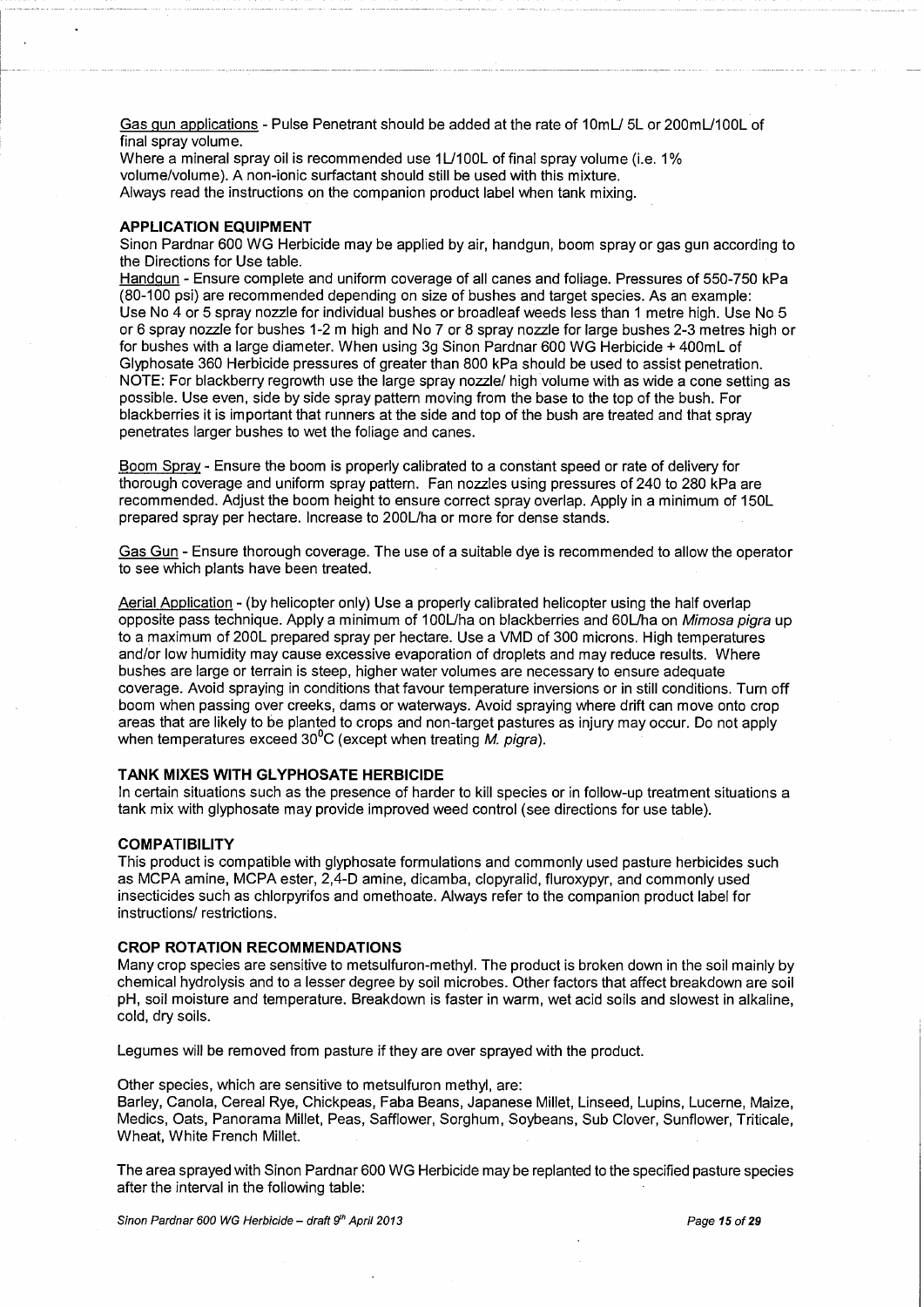Gas gun applications - Pulse Penetrant should be added at the rate of 10mL/ 5L or 200mL/100L of final spray volume.
Where a mineral spray oil is recommended use 1L/100L of final spray volume (i.e. 1% volume/volume). A non-ionic surfactant should still be used with this mixture.
Always read the instructions on the companion product label when tank mixing.

### APPLICATION EQUIPMENT

Sinon Pardnar 600 WG Herbicide may be applied by air, handgun, boom spray or gas gun according to the Directions for Use table.

Handgun - Ensure complete and uniform coverage of all canes and foliage. Pressures of 550-750 kPa (80-100 psi) are recommended depending on size of bushes and target species. As an example: Use No 4 or 5 spray nozzle for individual bushes or broadleaf weeds less than 1 metre high. Use No 5 or 6 spray nozzle for bushes 1-2 m high and No 7 or 8 spray nozzle for large bushes 2-3 metres high or for bushes with a large diameter. When using 3g Sinon Pardnar 600 WG Herbicide + 400mL of Glyphosate 360 Herbicide pressures of greater than 800 kPa should be used to assist penetration.
NOTE: For blackberry regrowth use the large spray nozzle/ high volume with as wide a cone setting as possible. Use even, side by side spray pattern moving from the base to the top of the bush. For blackberries it is important that runners at the side and top of the bush are treated and that spray penetrates larger bushes to wet the foliage and canes.

Boom Spray - Ensure the boom is properly calibrated to a constant speed or rate of delivery for thorough coverage and uniform spray pattern. Fan nozzles using pressures of 240 to 280 kPa are recommended. Adjust the boom height to ensure correct spray overlap. Apply in a minimum of 150L prepared spray per hectare. Increase to 200L/ha or more for dense stands.

Gas Gun - Ensure thorough coverage. The use of a suitable dye is recommended to allow the operator to see which plants have been treated.

Aerial Application - (by helicopter only) Use a properly calibrated helicopter using the half overlap opposite pass technique. Apply a minimum of 100L/ha on blackberries and 60L/ha on *Mimosa pigra* up to a maximum of 200L prepared spray per hectare. Use a VMD of 300 microns. High temperatures and/or low humidity may cause excessive evaporation of droplets and may reduce results. Where bushes are large or terrain is steep, higher water volumes are necessary to ensure adequate coverage. Avoid spraying in conditions that favour temperature inversions or in still conditions. Turn off boom when passing over creeks, dams or waterways. Avoid spraying where drift can move onto crop areas that are likely to be planted to crops and non-target pastures as injury may occur. Do not apply when temperatures exceed 30$^{0}$C (except when treating *M. pigra*).

### TANK MIXES WITH GLYPHOSATE HERBICIDE

In certain situations such as the presence of harder to kill species or in follow-up treatment situations a tank mix with glyphosate may provide improved weed control (see directions for use table).

### COMPATIBILITY

This product is compatible with glyphosate formulations and commonly used pasture herbicides such as MCPA amine, MCPA ester, 2,4-D amine, dicamba, clopyralid, fluroxypyr, and commonly used insecticides such as chlorpyrifos and omethoate. Always refer to the companion product label for instructions/ restrictions.

### CROP ROTATION RECOMMENDATIONS

Many crop species are sensitive to metsulfuron-methyl. The product is broken down in the soil mainly by chemical hydrolysis and to a lesser degree by soil microbes. Other factors that affect breakdown are soil pH, soil moisture and temperature. Breakdown is faster in warm, wet acid soils and slowest in alkaline, cold, dry soils.

Legumes will be removed from pasture if they are over sprayed with the product.

Other species, which are sensitive to metsulfuron methyl, are:
Barley, Canola, Cereal Rye, Chickpeas, Faba Beans, Japanese Millet, Linseed, Lupins, Lucerne, Maize, Medics, Oats, Panorama Millet, Peas, Safflower, Sorghum, Soybeans, Sub Clover, Sunflower, Triticale, Wheat, White French Millet.

The area sprayed with Sinon Pardnar 600 WG Herbicide may be replanted to the specified pasture species after the interval in the following table: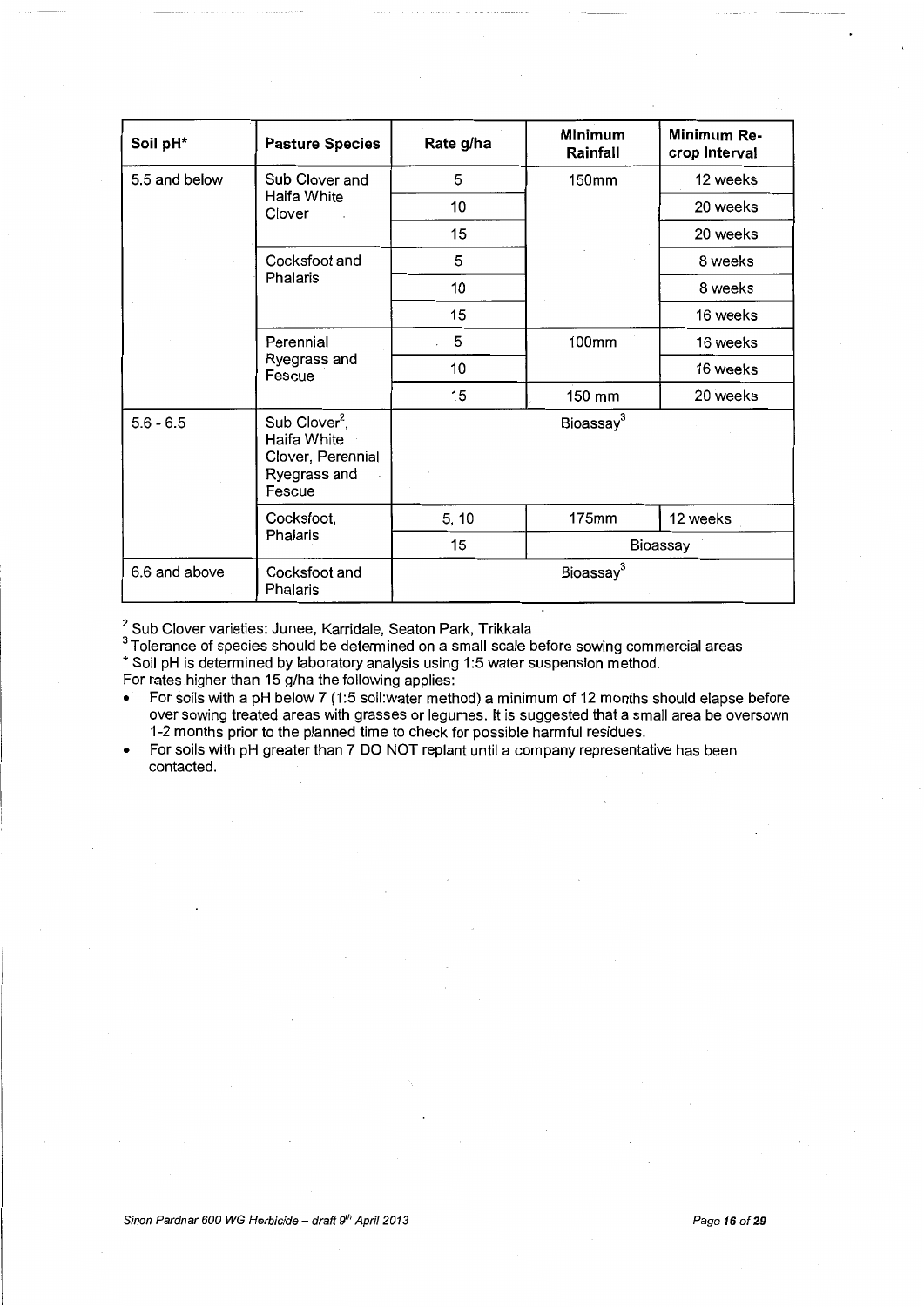| Soil pH* | Pasture Species | Rate g/ha | Minimum Rainfall | Minimum Re-crop Interval |
|---|---|---|---|---|
| 5.5 and below | Sub Clover and Haifa White Clover | 5 | 150mm | 12 weeks |
| | | 10 | | 20 weeks |
| | | 15 | | 20 weeks |
| | Cocksfoot and Phalaris | 5 | | 8 weeks |
| | | 10 | | 8 weeks |
| | | 15 | | 16 weeks |
| | Perennial Ryegrass and Fescue | 5 | 100mm | 16 weeks |
| | | 10 | | 16 weeks |
| | | 15 | 150 mm | 20 weeks |
| 5.6 - 6.5 | Sub Clover[2], Haifa White Clover, Perennial Ryegrass and Fescue | Bioassay[3] | | |
| | Cocksfoot, Phalaris | 5, 10 | 175mm | 12 weeks |
| | | 15 | Bioassay | |
| 6.6 and above | Cocksfoot and Phalaris | Bioassay[3] | | |

[2] Sub Clover varieties: Junee, Karridale, Seaton Park, Trikkala

[3] Tolerance of species should be determined on a small scale before sowing commercial areas

\* Soil pH is determined by laboratory analysis using 1:5 water suspension method.

For rates higher than 15 g/ha the following applies:

- For soils with a pH below 7 (1:5 soil:water method) a minimum of 12 months should elapse before over sowing treated areas with grasses or legumes. It is suggested that a small area be oversown 1-2 months prior to the planned time to check for possible harmful residues.
- For soils with pH greater than 7 DO NOT replant until a company representative has been contacted.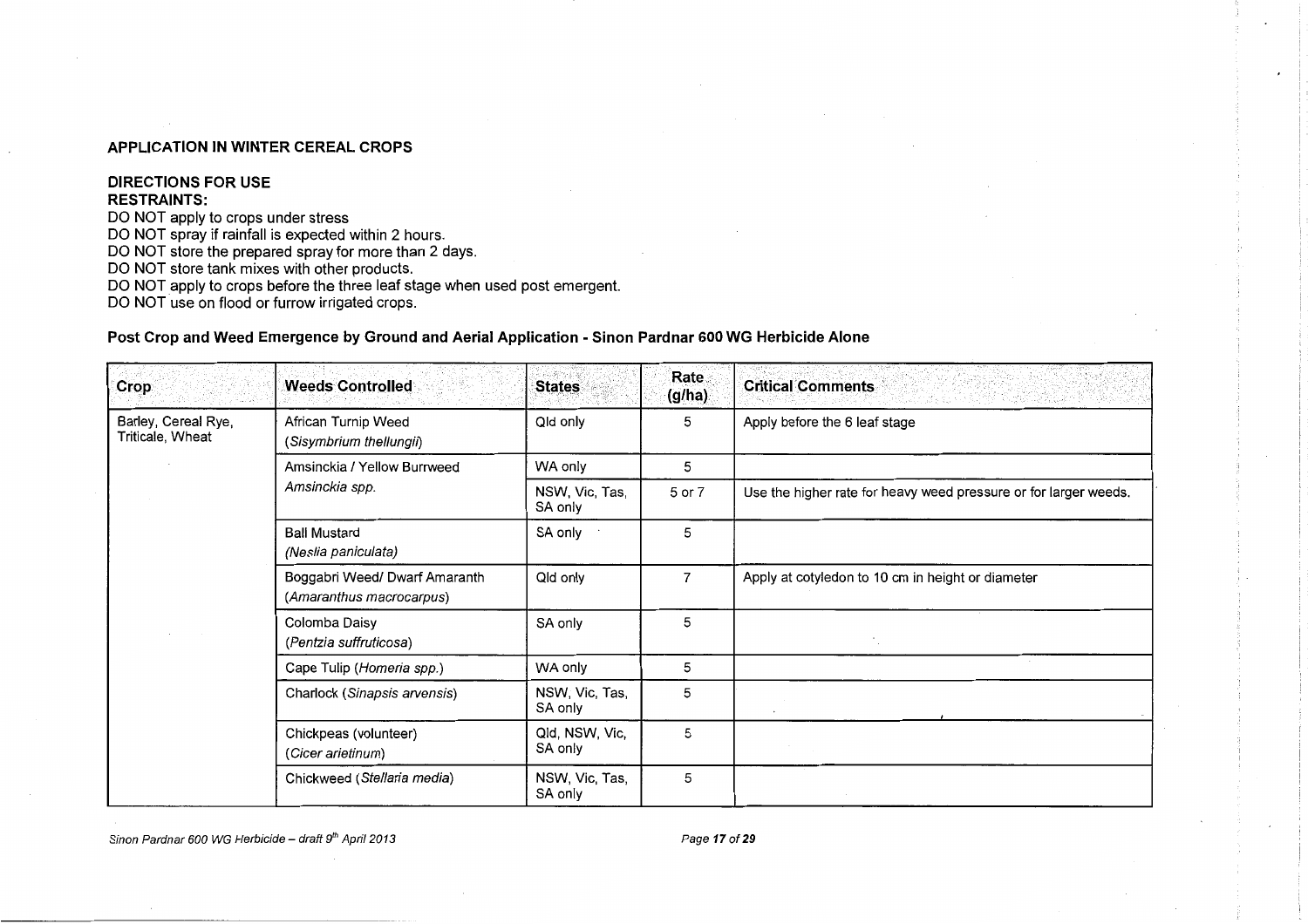### APPLICATION IN WINTER CEREAL CROPS

**DIRECTIONS FOR USE**
**RESTRAINTS:**
DO NOT apply to crops under stress
DO NOT spray if rainfall is expected within 2 hours.
DO NOT store the prepared spray for more than 2 days.
DO NOT store tank mixes with other products.
DO NOT apply to crops before the three leaf stage when used post emergent.
DO NOT use on flood or furrow irrigated crops.

**Post Crop and Weed Emergence by Ground and Aerial Application - Sinon Pardnar 600 WG Herbicide Alone**

| Crop | Weeds Controlled | States | Rate (g/ha) | Critical Comments |
|---|---|---|---|---|
| Barley, Cereal Rye, Triticale, Wheat | African Turnip Weed (*Sisymbrium thellungii*) | Qld only | 5 | Apply before the 6 leaf stage |
| | Amsinckia / Yellow Burrweed *Amsinckia spp.* | WA only | 5 | |
| | | NSW, Vic, Tas, SA only | 5 or 7 | Use the higher rate for heavy weed pressure or for larger weeds. |
| | Ball Mustard (*Neslia paniculata*) | SA only | 5 | |
| | Boggabri Weed/ Dwarf Amaranth (*Amaranthus macrocarpus*) | Qld only | 7 | Apply at cotyledon to 10 cm in height or diameter |
| | Colomba Daisy (*Pentzia suffruticosa*) | SA only | 5 | |
| | Cape Tulip (*Homeria spp.*) | WA only | 5 | |
| | Charlock (*Sinapsis arvensis*) | NSW, Vic, Tas, SA only | 5 | |
| | Chickpeas (volunteer) (*Cicer arietinum*) | Qld, NSW, Vic, SA only | 5 | |
| | Chickweed (*Stellaria media*) | NSW, Vic, Tas, SA only | 5 | |

*Sinon Pardnar 600 WG Herbicide – draft 9th April 2013*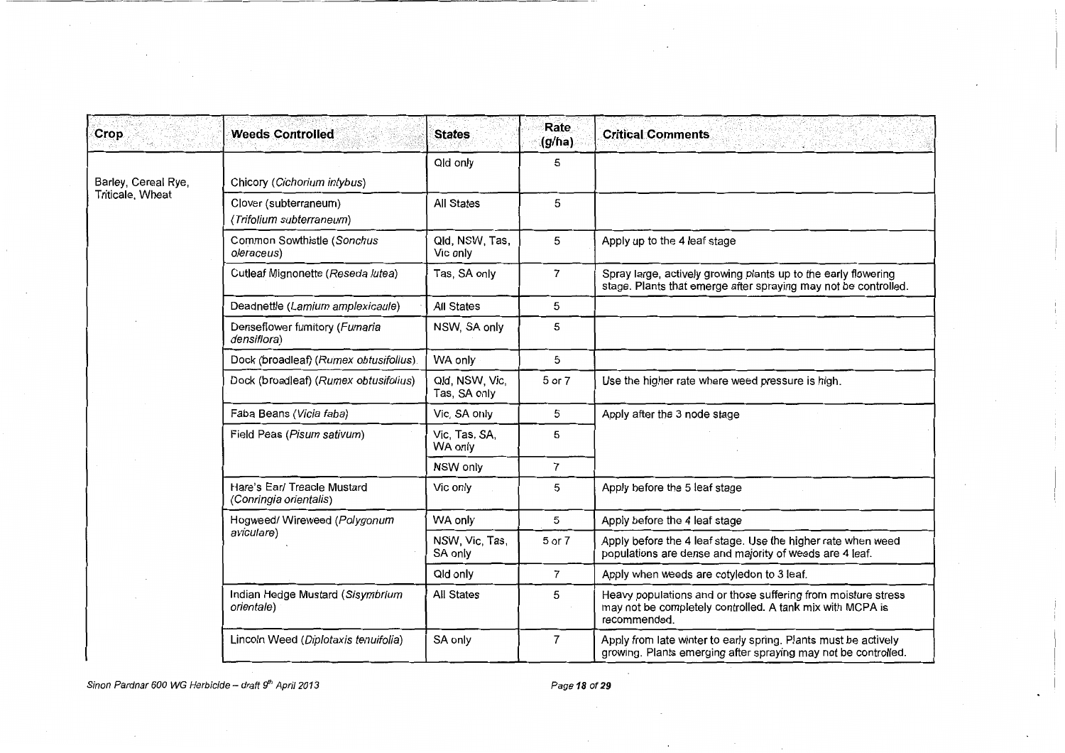| Crop | Weeds Controlled | States | Rate (g/ha) | Critical Comments |
|---|---|---|---|---|
| Barley, Cereal Rye, Triticale, Wheat | Chicory (*Cichorium intybus*) | Qld only | 5 | |
| | Clover (subterraneum) (*Trifolium subterraneum*) | All States | 5 | |
| | Common Sowthistle (*Sonchus oleraceus*) | Qld, NSW, Tas, Vic only | 5 | Apply up to the 4 leaf stage |
| | Cutleaf Mignonette (*Reseda lutea*) | Tas, SA only | 7 | Spray large, actively growing plants up to the early flowering stage. Plants that emerge after spraying may not be controlled. |
| | Deadnettle (*Lamium amplexicaule*) | All States | 5 | |
| | Denseflower fumitory (*Fumaria densiflora*) | NSW, SA only | 5 | |
| | Dock (broadleaf) (*Rumex obtusifolius*) | WA only | 5 | |
| | Dock (broadleaf) (*Rumex obtusifolius*) | Qld, NSW, Vic, Tas, SA only | 5 or 7 | Use the higher rate where weed pressure is high. |
| | Faba Beans (*Vicia faba*) | Vic, SA only | 5 | Apply after the 3 node stage |
| | Field Peas (*Pisum sativum*) | Vic, Tas, SA, WA only | 5 | |
| | | NSW only | 7 | |
| | Hare's Ear/ Treacle Mustard (*Conringia orientalis*) | Vic only | 5 | Apply before the 5 leaf stage |
| | Hogweed/ Wireweed (*Polygonum aviculare*) | WA only | 5 | Apply before the 4 leaf stage |
| | | NSW, Vic, Tas, SA only | 5 or 7 | Apply before the 4 leaf stage. Use the higher rate when weed populations are dense and majority of weeds are 4 leaf. |
| | | Qld only | 7 | Apply when weeds are cotyledon to 3 leaf. |
| | Indian Hedge Mustard (*Sisymbrium orientale*) | All States | 5 | Heavy populations and or those suffering from moisture stress may not be completely controlled. A tank mix with MCPA is recommended. |
| | Lincoln Weed (*Diplotaxis tenuifolia*) | SA only | 7 | Apply from late winter to early spring. Plants must be actively growing. Plants emerging after spraying may not be controlled. |

*Sinon Pardnar 600 WG Herbicide – draft 9th April 2013*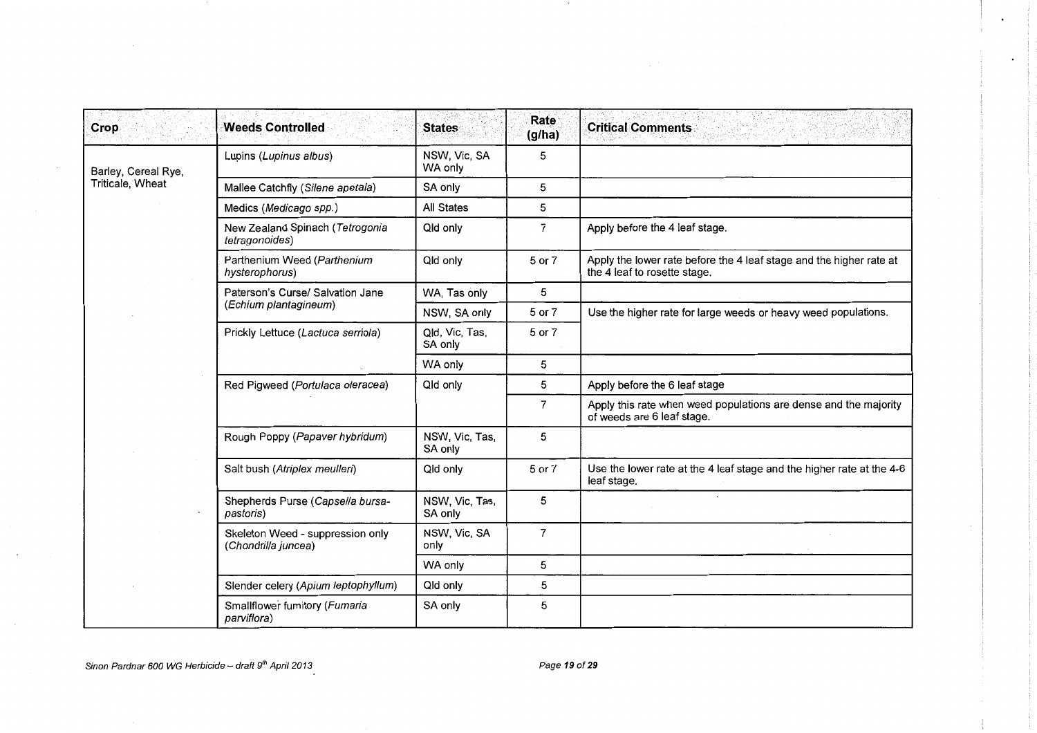| Crop | Weeds Controlled | States | Rate (g/ha) | Critical Comments |
|---|---|---|---|---|
| Barley, Cereal Rye, Triticale, Wheat | Lupins (*Lupinus albus*) | NSW, Vic, SA WA only | 5 | |
| | Mallee Catchfly (*Silene apetala*) | SA only | 5 | |
| | Medics (*Medicago spp.*) | All States | 5 | |
| | New Zealand Spinach (*Tetrogonia tetragonoides*) | Qld only | 7 | Apply before the 4 leaf stage. |
| | Parthenium Weed (*Parthenium hysterophorus*) | Qld only | 5 or 7 | Apply the lower rate before the 4 leaf stage and the higher rate at the 4 leaf to rosette stage. |
| | Paterson's Curse/ Salvation Jane (*Echium plantagineum*) | WA, Tas only | 5 | |
| | | NSW, SA only | 5 or 7 | Use the higher rate for large weeds or heavy weed populations. |
| | Prickly Lettuce (*Lactuca serriola*) | Qld, Vic, Tas, SA only | 5 or 7 | |
| | | WA only | 5 | |
| | Red Pigweed (*Portulaca oleracea*) | Qld only | 5 | Apply before the 6 leaf stage |
| | | | 7 | Apply this rate when weed populations are dense and the majority of weeds are 6 leaf stage. |
| | Rough Poppy (*Papaver hybridum*) | NSW, Vic, Tas, SA only | 5 | |
| | Salt bush (*Atriplex meulleri*) | Qld only | 5 or 7 | Use the lower rate at the 4 leaf stage and the higher rate at the 4-6 leaf stage. |
| | Shepherds Purse (*Capsella bursa-pastoris*) | NSW, Vic, Tas, SA only | 5 | |
| | Skeleton Weed - suppression only (*Chondrilla juncea*) | NSW, Vic, SA only | 7 | |
| | | WA only | 5 | |
| | Slender celery (*Apium leptophyllum*) | Qld only | 5 | |
| | Smallflower fumitory (*Fumaria parviflora*) | SA only | 5 | |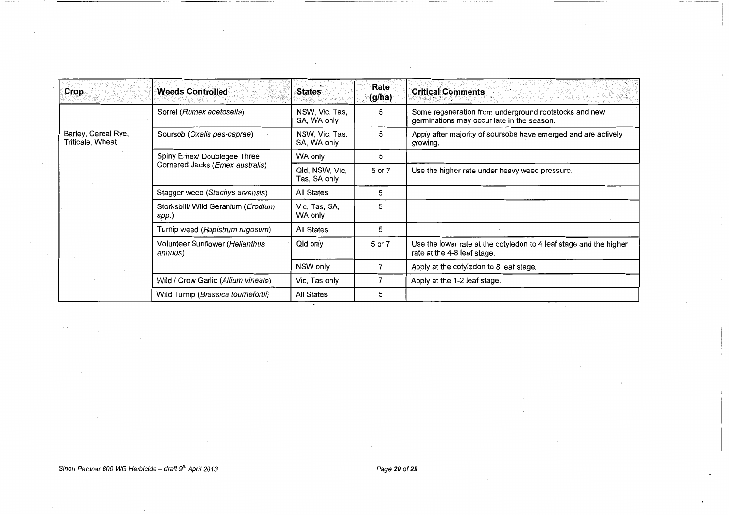| Crop | Weeds Controlled | States | Rate (g/ha) | Critical Comments |
| --- | --- | --- | --- | --- |
| Barley, Cereal Rye, Triticale, Wheat | Sorrel (*Rumex acetosella*) | NSW, Vic, Tas, SA, WA only | 5 | Some regeneration from underground rootstocks and new germinations may occur late in the season. |
| | Soursob (*Oxalis pes-caprae*) | NSW, Vic, Tas, SA, WA only | 5 | Apply after majority of soursobs have emerged and are actively growing. |
| | Spiny Emex/ Doublegee Three Cornered Jacks (*Emex australis*) | WA only | 5 | |
| | | Qld, NSW, Vic, Tas, SA only | 5 or 7 | Use the higher rate under heavy weed pressure. |
| | Stagger weed (*Stachys arvensis*) | All States | 5 | |
| | Storksbill/ Wild Geranium (*Erodium spp.*) | Vic, Tas, SA, WA only | 5 | |
| | Turnip weed (*Rapistrum rugosum*) | All States | 5 | |
| | Volunteer Sunflower (*Helianthus annuus*) | Qld only | 5 or 7 | Use the lower rate at the cotyledon to 4 leaf stage and the higher rate at the 4-8 leaf stage. |
| | | NSW only | 7 | Apply at the cotyledon to 8 leaf stage. |
| | Wild / Crow Garlic (*Allium vineale*) | Vic, Tas only | 7 | Apply at the 1-2 leaf stage. |
| | Wild Turnip (*Brassica tournefortii*) | All States | 5 | |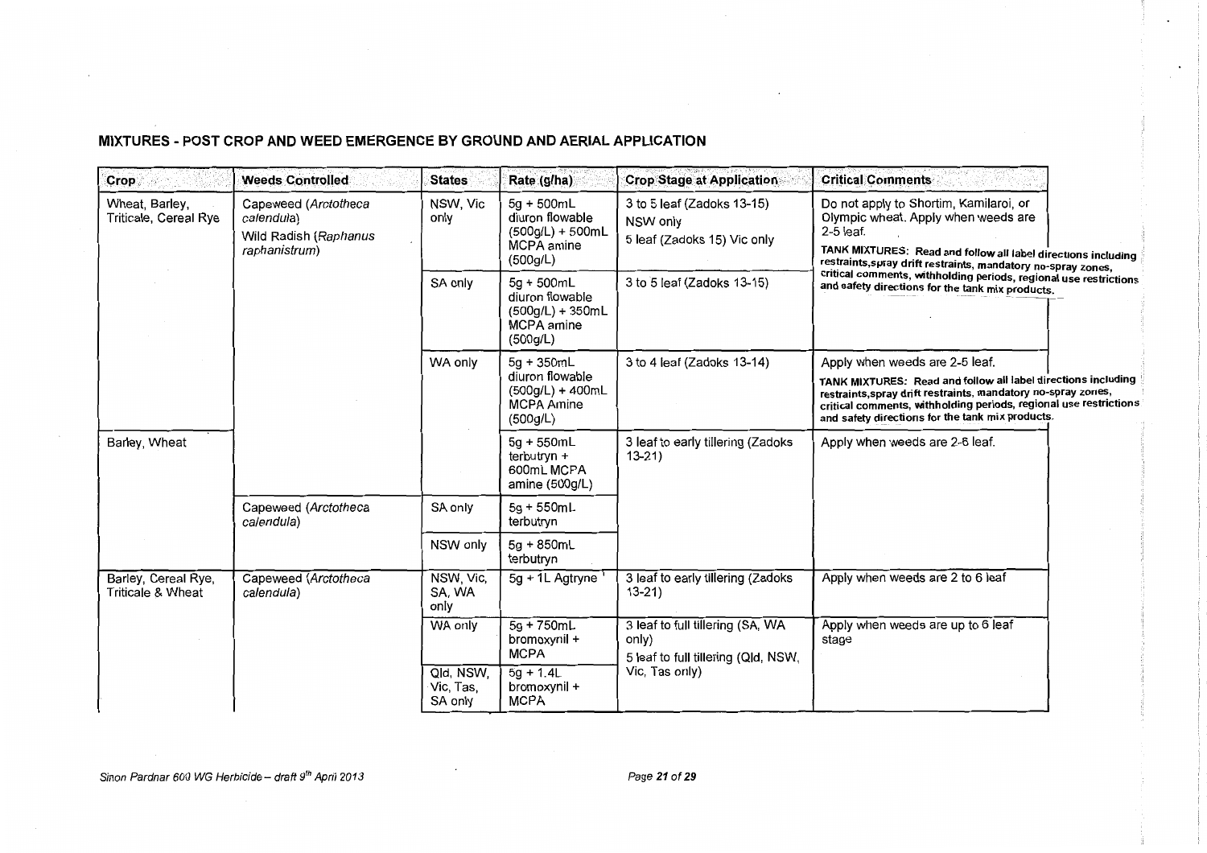## MIXTURES - POST CROP AND WEED EMERGENCE BY GROUND AND AERIAL APPLICATION

| Crop | Weeds Controlled | States | Rate (g/ha) | Crop Stage at Application | Critical Comments |
|---|---|---|---|---|---|
| Wheat, Barley, Triticale, Cereal Rye | Capeweed (*Arctotheca calendula*) Wild Radish (*Raphanus raphanistrum*) | NSW, Vic only | 5g + 500mL diuron flowable (500g/L) + 500mL MCPA amine (500g/L) | 3 to 5 leaf (Zadoks 13-15) NSW only 5 leaf (Zadoks 15) Vic only | Do not apply to Shortim, Kamilaroi, or Olympic wheat. Apply when weeds are 2-5 leaf. **TANK MIXTURES: Read and follow all label directions including restraints,spray drift restraints, mandatory no-spray zones, critical comments, withholding periods, regional use restrictions and safety directions for the tank mix products.** |
| | | SA only | 5g + 500mL diuron flowable (500g/L) + 350mL MCPA amine (500g/L) | 3 to 5 leaf (Zadoks 13-15) | |
| | | WA only | 5g + 350mL diuron flowable (500g/L) + 400mL MCPA Amine (500g/L) | 3 to 4 leaf (Zadoks 13-14) | Apply when weeds are 2-5 leaf. **TANK MIXTURES: Read and follow all label directions including restraints,spray drift restraints, mandatory no-spray zones, critical comments, withholding periods, regional use restrictions and safety directions for the tank mix products.** |
| Barley, Wheat | | | 5g + 550mL terbutryn + 600mL MCPA amine (500g/L) | 3 leaf to early tillering (Zadoks 13-21) | Apply when weeds are 2-6 leaf. |
| | Capeweed (*Arctotheca calendula*) | SA only | 5g + 550mL terbutryn | | |
| | | NSW only | 5g + 850mL terbutryn | | |
| Barley, Cereal Rye, Triticale & Wheat | Capeweed (*Arctotheca calendula*) | NSW, Vic, SA, WA only | 5g + 1L Agtryne [1] | 3 leaf to early tillering (Zadoks 13-21) | Apply when weeds are 2 to 6 leaf |
| | | WA only | 5g + 750mL bromoxynil + MCPA | 3 leaf to full tillering (SA, WA only) 5 leaf to full tillering (Qld, NSW, Vic, Tas only) | Apply when weeds are up to 6 leaf stage |
| | | Qld, NSW, Vic, Tas, SA only | 5g + 1.4L bromoxynil + MCPA | | |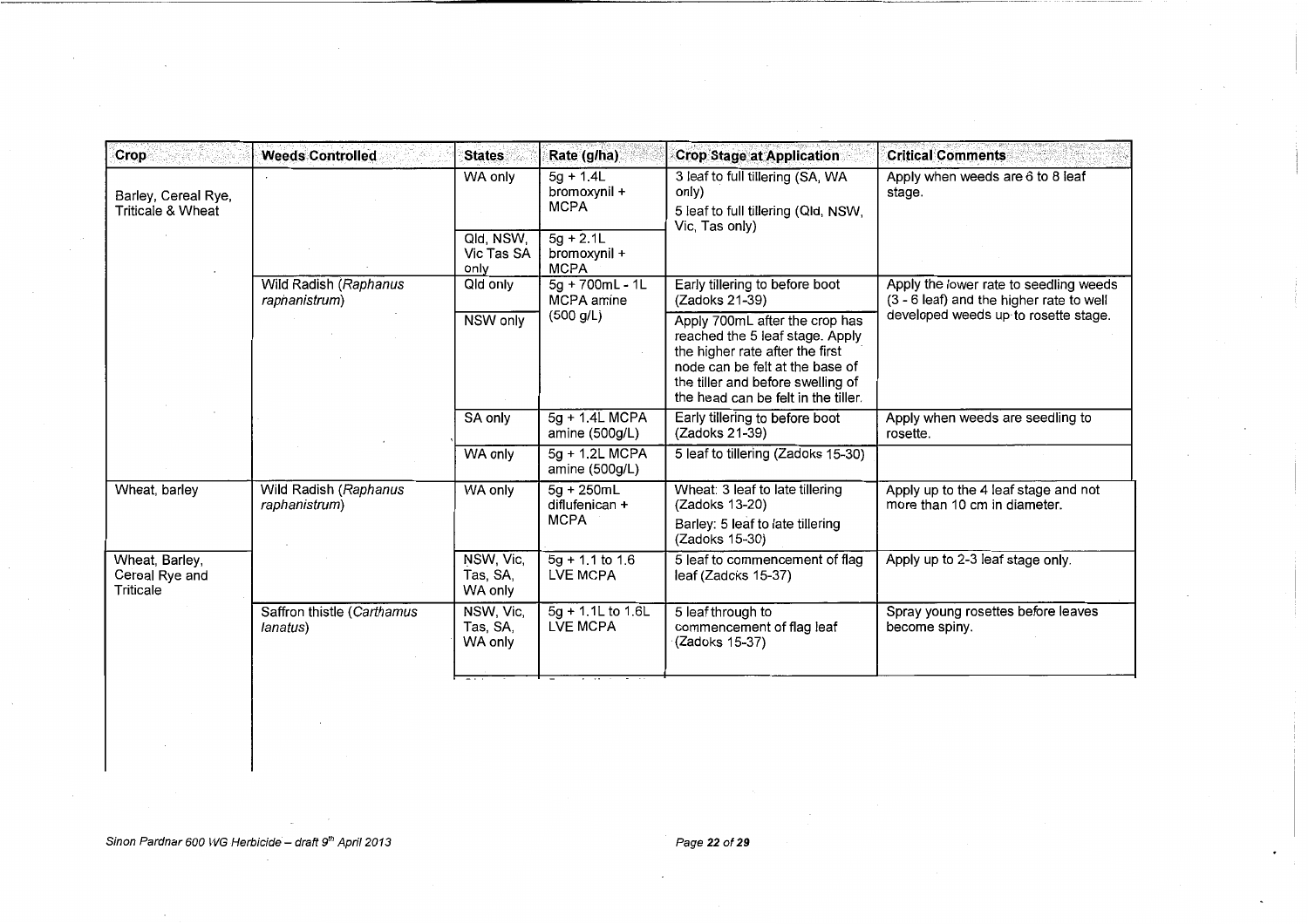| Crop | Weeds Controlled | States | Rate (g/ha) | Crop Stage at Application | Critical Comments |
|---|---|---|---|---|---|
| Barley, Cereal Rye, Triticale & Wheat | | WA only | 5g + 1.4L bromoxynil + MCPA | 3 leaf to full tillering (SA, WA only)<br>5 leaf to full tillering (Qld, NSW, Vic, Tas only) | Apply when weeds are 6 to 8 leaf stage. |
| | | Qld, NSW, Vic Tas SA only | 5g + 2.1L bromoxynil + MCPA | | |
| | Wild Radish (*Raphanus raphanistrum*) | Qld only | 5g + 700mL - 1L MCPA amine (500 g/L) | Early tillering to before boot (Zadoks 21-39) | Apply the lower rate to seedling weeds (3 - 6 leaf) and the higher rate to well developed weeds up to rosette stage. |
| | | NSW only | | Apply 700mL after the crop has reached the 5 leaf stage. Apply the higher rate after the first node can be felt at the base of the tiller and before swelling of the head can be felt in the tiller. | |
| | | SA only | 5g + 1.4L MCPA amine (500g/L) | Early tillering to before boot (Zadoks 21-39) | Apply when weeds are seedling to rosette. |
| | | WA only | 5g + 1.2L MCPA amine (500g/L) | 5 leaf to tillering (Zadoks 15-30) | |
| Wheat, barley | Wild Radish (*Raphanus raphanistrum*) | WA only | 5g + 250mL diflufenican + MCPA | Wheat: 3 leaf to late tillering (Zadoks 13-20)<br>Barley: 5 leaf to late tillering (Zadoks 15-30) | Apply up to the 4 leaf stage and not more than 10 cm in diameter. |
| Wheat, Barley, Cereal Rye and Triticale | | NSW, Vic, Tas, SA, WA only | 5g + 1.1 to 1.6 LVE MCPA | 5 leaf to commencement of flag leaf (Zadoks 15-37) | Apply up to 2-3 leaf stage only. |
| | Saffron thistle (*Carthamus lanatus*) | NSW, Vic, Tas, SA, WA only | 5g + 1.1L to 1.6L LVE MCPA | 5 leaf through to commencement of flag leaf (Zadoks 15-37) | Spray young rosettes before leaves become spiny. |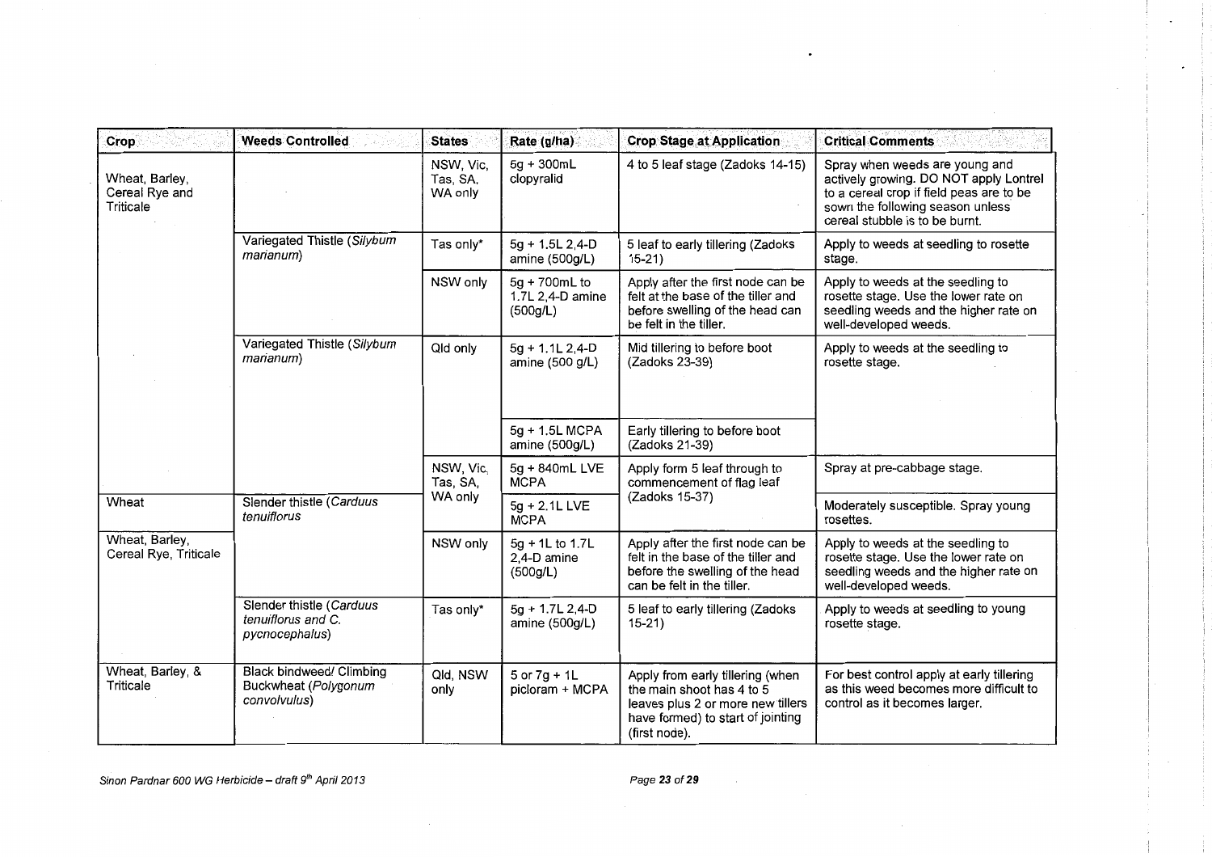| Crop | Weeds Controlled | States | Rate (g/ha) | Crop Stage at Application | Critical Comments |
|---|---|---|---|---|---|
| Wheat, Barley, Cereal Rye and Triticale | | NSW, Vic, Tas, SA, WA only | 5g + 300mL clopyralid | 4 to 5 leaf stage (Zadoks 14-15) | Spray when weeds are young and actively growing. DO NOT apply Lontrel to a cereal crop if field peas are to be sown the following season unless cereal stubble is to be burnt. |
| | Variegated Thistle (*Silybum marianum*) | Tas only* | 5g + 1.5L 2,4-D amine (500g/L) | 5 leaf to early tillering (Zadoks 15-21) | Apply to weeds at seedling to rosette stage. |
| | | NSW only | 5g + 700mL to 1.7L 2,4-D amine (500g/L) | Apply after the first node can be felt at the base of the tiller and before swelling of the head can be felt in the tiller. | Apply to weeds at the seedling to rosette stage. Use the lower rate on seedling weeds and the higher rate on well-developed weeds. |
| | Variegated Thistle (*Silybum marianum*) | Qld only | 5g + 1.1L 2,4-D amine (500 g/L) | Mid tillering to before boot (Zadoks 23-39) | Apply to weeds at the seedling to rosette stage. |
| | | | 5g + 1.5L MCPA amine (500g/L) | Early tillering to before boot (Zadoks 21-39) | |
| | | NSW, Vic, Tas, SA, WA only | 5g + 840mL LVE MCPA | Apply form 5 leaf through to commencement of flag leaf (Zadoks 15-37) | Spray at pre-cabbage stage. |
| Wheat | Slender thistle (*Carduus tenuiflorus* | | 5g + 2.1L LVE MCPA | | Moderately susceptible. Spray young rosettes. |
| Wheat, Barley, Cereal Rye, Triticale | | NSW only | 5g + 1L to 1.7L 2,4-D amine (500g/L) | Apply after the first node can be felt in the base of the tiller and before the swelling of the head can be felt in the tiller. | Apply to weeds at the seedling to rosette stage. Use the lower rate on seedling weeds and the higher rate on well-developed weeds. |
| | Slender thistle (*Carduus tenuiflorus* and *C. pycnocephalus*) | Tas only* | 5g + 1.7L 2,4-D amine (500g/L) | 5 leaf to early tillering (Zadoks 15-21) | Apply to weeds at seedling to young rosette stage. |
| Wheat, Barley, & Triticale | Black bindweed/ Climbing Buckwheat (*Polygonum convolvulus*) | Qld, NSW only | 5 or 7g + 1L picloram + MCPA | Apply from early tillering (when the main shoot has 4 to 5 leaves plus 2 or more new tillers have formed) to start of jointing (first node). | For best control apply at early tillering as this weed becomes more difficult to control as it becomes larger. |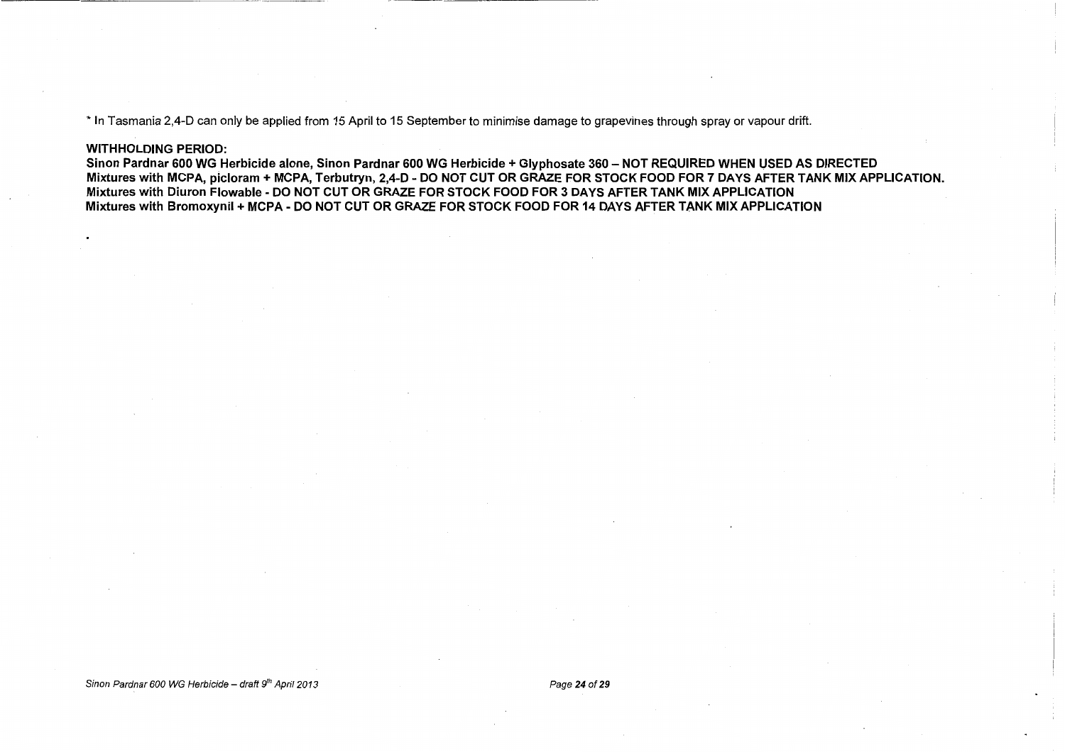* In Tasmania 2,4-D can only be applied from 15 April to 15 September to minimise damage to grapevines through spray or vapour drift.

**WITHHOLDING PERIOD:**
**Sinon Pardnar 600 WG Herbicide alone, Sinon Pardnar 600 WG Herbicide + Glyphosate 360 – NOT REQUIRED WHEN USED AS DIRECTED**
**Mixtures with MCPA, picloram + MCPA, Terbutryn, 2,4-D - DO NOT CUT OR GRAZE FOR STOCK FOOD FOR 7 DAYS AFTER TANK MIX APPLICATION.**
**Mixtures with Diuron Flowable - DO NOT CUT OR GRAZE FOR STOCK FOOD FOR 3 DAYS AFTER TANK MIX APPLICATION**
**Mixtures with Bromoxynil + MCPA - DO NOT CUT OR GRAZE FOR STOCK FOOD FOR 14 DAYS AFTER TANK MIX APPLICATION**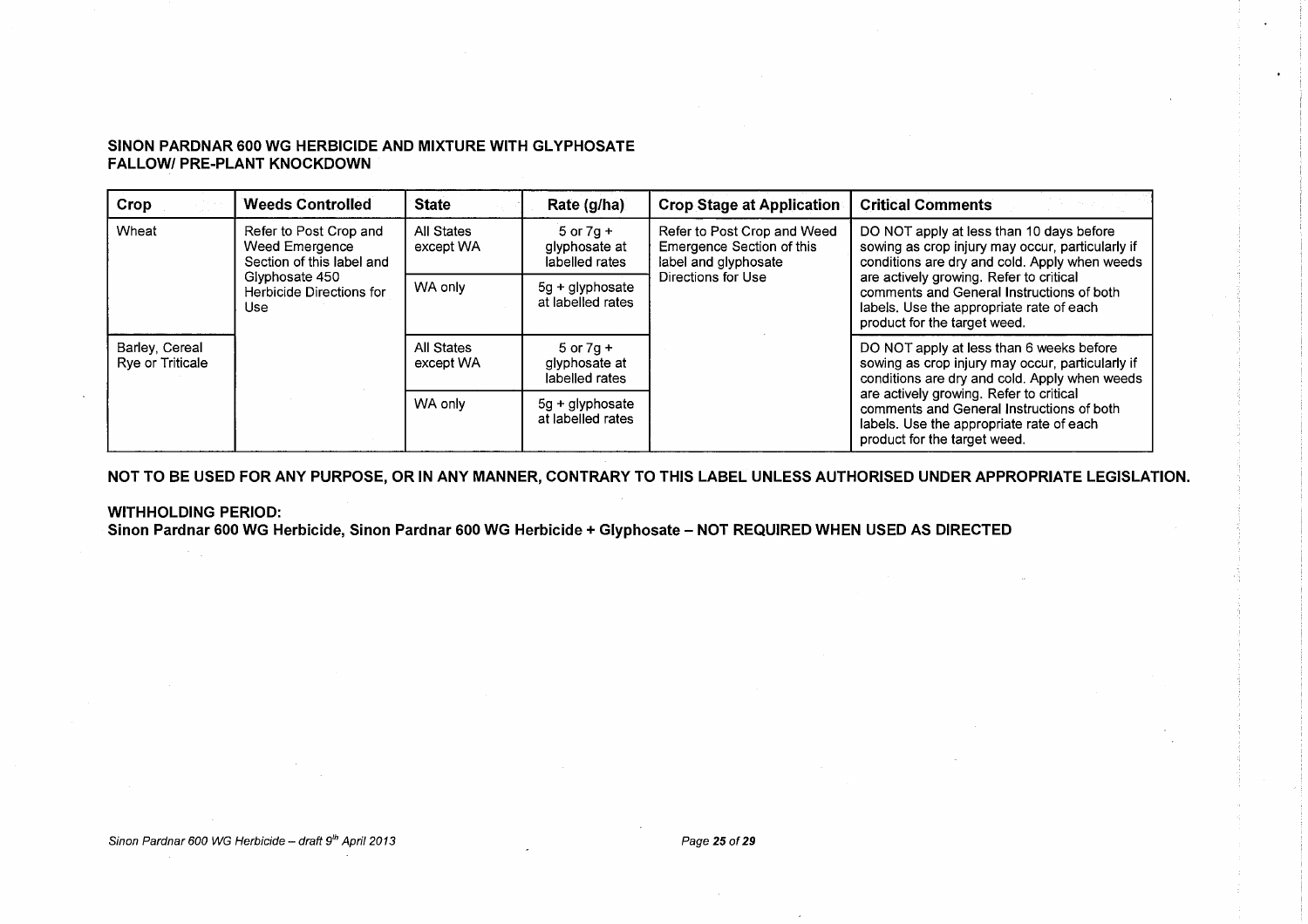**SINON PARDNAR 600 WG HERBICIDE AND MIXTURE WITH GLYPHOSATE**
**FALLOW/ PRE-PLANT KNOCKDOWN**

| Crop | Weeds Controlled | State | Rate (g/ha) | Crop Stage at Application | Critical Comments |
|---|---|---|---|---|---|
| Wheat | Refer to Post Crop and Weed Emergence Section of this label and Glyphosate 450 Herbicide Directions for Use | All States except WA | 5 or 7g + glyphosate at labelled rates | Refer to Post Crop and Weed Emergence Section of this label and glyphosate Directions for Use | DO NOT apply at less than 10 days before sowing as crop injury may occur, particularly if conditions are dry and cold. Apply when weeds are actively growing. Refer to critical comments and General Instructions of both labels. Use the appropriate rate of each product for the target weed. |
| | | WA only | 5g + glyphosate at labelled rates | | |
| Barley, Cereal Rye or Triticale | | All States except WA | 5 or 7g + glyphosate at labelled rates | | DO NOT apply at less than 6 weeks before sowing as crop injury may occur, particularly if conditions are dry and cold. Apply when weeds are actively growing. Refer to critical comments and General Instructions of both labels. Use the appropriate rate of each product for the target weed. |
| | | WA only | 5g + glyphosate at labelled rates | | |

**NOT TO BE USED FOR ANY PURPOSE, OR IN ANY MANNER, CONTRARY TO THIS LABEL UNLESS AUTHORISED UNDER APPROPRIATE LEGISLATION.**

**WITHHOLDING PERIOD:**
**Sinon Pardnar 600 WG Herbicide, Sinon Pardnar 600 WG Herbicide + Glyphosate – NOT REQUIRED WHEN USED AS DIRECTED**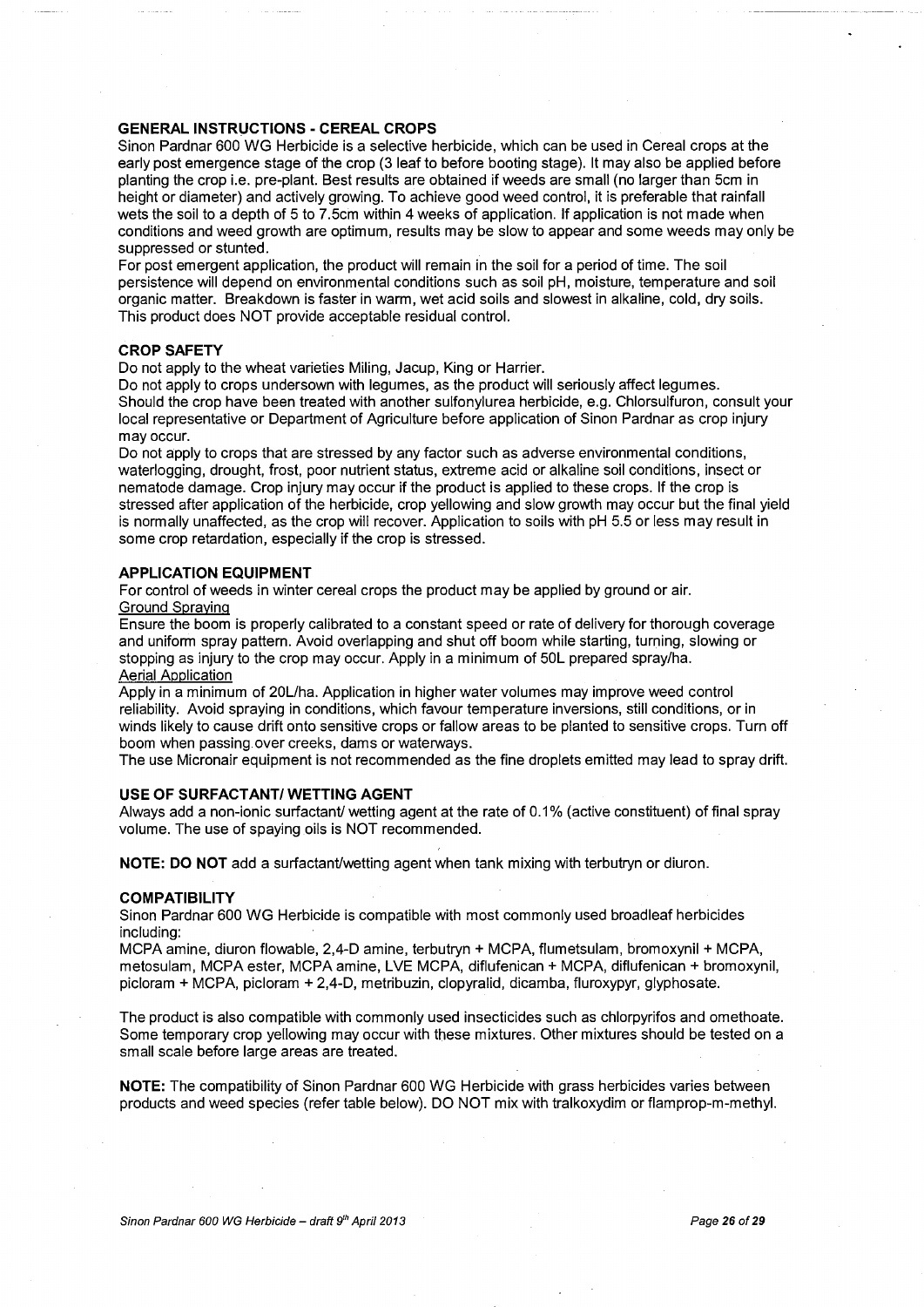## GENERAL INSTRUCTIONS - CEREAL CROPS

Sinon Pardnar 600 WG Herbicide is a selective herbicide, which can be used in Cereal crops at the early post emergence stage of the crop (3 leaf to before booting stage). It may also be applied before planting the crop i.e. pre-plant. Best results are obtained if weeds are small (no larger than 5cm in height or diameter) and actively growing. To achieve good weed control, it is preferable that rainfall wets the soil to a depth of 5 to 7.5cm within 4 weeks of application. If application is not made when conditions and weed growth are optimum, results may be slow to appear and some weeds may only be suppressed or stunted.

For post emergent application, the product will remain in the soil for a period of time. The soil persistence will depend on environmental conditions such as soil pH, moisture, temperature and soil organic matter. Breakdown is faster in warm, wet acid soils and slowest in alkaline, cold, dry soils. This product does NOT provide acceptable residual control.

## CROP SAFETY

Do not apply to the wheat varieties Miling, Jacup, King or Harrier.

Do not apply to crops undersown with legumes, as the product will seriously affect legumes.

Should the crop have been treated with another sulfonylurea herbicide, e.g. Chlorsulfuron, consult your local representative or Department of Agriculture before application of Sinon Pardnar as crop injury may occur.

Do not apply to crops that are stressed by any factor such as adverse environmental conditions, waterlogging, drought, frost, poor nutrient status, extreme acid or alkaline soil conditions, insect or nematode damage. Crop injury may occur if the product is applied to these crops. If the crop is stressed after application of the herbicide, crop yellowing and slow growth may occur but the final yield is normally unaffected, as the crop will recover. Application to soils with pH 5.5 or less may result in some crop retardation, especially if the crop is stressed.

## APPLICATION EQUIPMENT

For control of weeds in winter cereal crops the product may be applied by ground or air.

Ground Spraying

Ensure the boom is properly calibrated to a constant speed or rate of delivery for thorough coverage and uniform spray pattern. Avoid overlapping and shut off boom while starting, turning, slowing or stopping as injury to the crop may occur. Apply in a minimum of 50L prepared spray/ha.

Aerial Application

Apply in a minimum of 20L/ha. Application in higher water volumes may improve weed control reliability. Avoid spraying in conditions, which favour temperature inversions, still conditions, or in winds likely to cause drift onto sensitive crops or fallow areas to be planted to sensitive crops. Turn off boom when passing over creeks, dams or waterways.

The use Micronair equipment is not recommended as the fine droplets emitted may lead to spray drift.

## USE OF SURFACTANT/ WETTING AGENT

Always add a non-ionic surfactant/ wetting agent at the rate of 0.1% (active constituent) of final spray volume. The use of spaying oils is NOT recommended.

**NOTE: DO NOT** add a surfactant/wetting agent when tank mixing with terbutryn or diuron.

## COMPATIBILITY

Sinon Pardnar 600 WG Herbicide is compatible with most commonly used broadleaf herbicides including:

MCPA amine, diuron flowable, 2,4-D amine, terbutryn + MCPA, flumetsulam, bromoxynil + MCPA, metosulam, MCPA ester, MCPA amine, LVE MCPA, diflufenican + MCPA, diflufenican + bromoxynil, picloram + MCPA, picloram + 2,4-D, metribuzin, clopyralid, dicamba, fluroxypyr, glyphosate.

The product is also compatible with commonly used insecticides such as chlorpyrifos and omethoate. Some temporary crop yellowing may occur with these mixtures. Other mixtures should be tested on a small scale before large areas are treated.

**NOTE:** The compatibility of Sinon Pardnar 600 WG Herbicide with grass herbicides varies between products and weed species (refer table below). DO NOT mix with tralkoxydim or flamprop-m-methyl.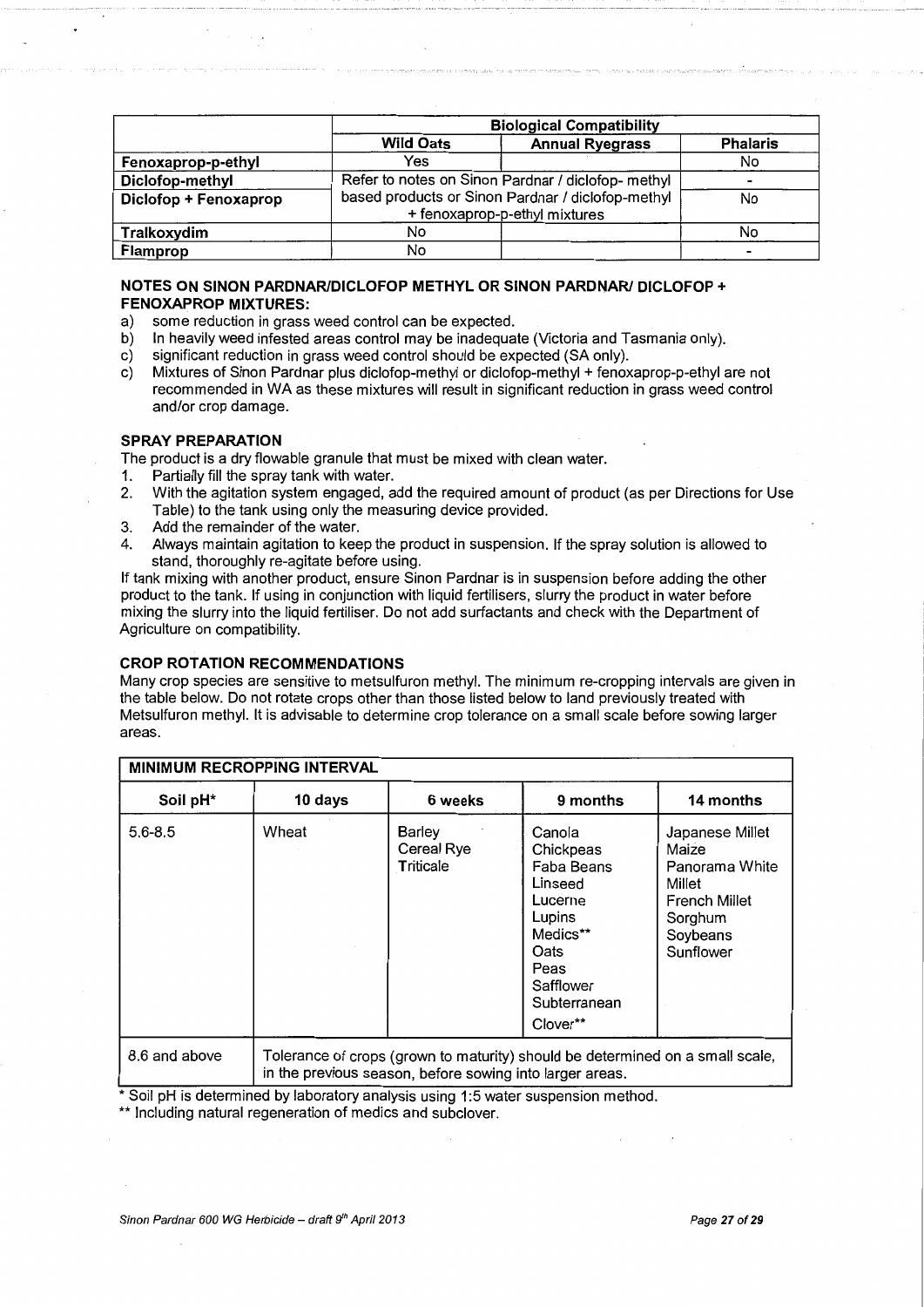| | Biological Compatibility | | |
|---|---|---|---|
| | **Wild Oats** | **Annual Ryegrass** | **Phalaris** |
| **Fenoxaprop-p-ethyl** | Yes | | No |
| **Diclofop-methyl** | Refer to notes on Sinon Pardnar / diclofop- methyl based products or Sinon Pardnar / diclofop-methyl + fenoxaprop-p-ethyl mixtures | | - |
| **Diclofop + Fenoxaprop** | | | No |
| **Tralkoxydim** | No | | No |
| **Flamprop** | No | | - |

**NOTES ON SINON PARDNAR/DICLOFOP METHYL OR SINON PARDNAR/ DICLOFOP + FENOXAPROP MIXTURES:**

a) some reduction in grass weed control can be expected.
b) In heavily weed infested areas control may be inadequate (Victoria and Tasmania only).
c) significant reduction in grass weed control should be expected (SA only).
c) Mixtures of Sinon Pardnar plus diclofop-methyl or diclofop-methyl + fenoxaprop-p-ethyl are not recommended in WA as these mixtures will result in significant reduction in grass weed control and/or crop damage.

**SPRAY PREPARATION**

The product is a dry flowable granule that must be mixed with clean water.

1. Partially fill the spray tank with water.
2. With the agitation system engaged, add the required amount of product (as per Directions for Use Table) to the tank using only the measuring device provided.
3. Add the remainder of the water.
4. Always maintain agitation to keep the product in suspension. If the spray solution is allowed to stand, thoroughly re-agitate before using.

If tank mixing with another product, ensure Sinon Pardnar is in suspension before adding the other product to the tank. If using in conjunction with liquid fertilisers, slurry the product in water before mixing the slurry into the liquid fertiliser. Do not add surfactants and check with the Department of Agriculture on compatibility.

**CROP ROTATION RECOMMENDATIONS**

Many crop species are sensitive to metsulfuron methyl. The minimum re-cropping intervals are given in the table below. Do not rotate crops other than those listed below to land previously treated with Metsulfuron methyl. It is advisable to determine crop tolerance on a small scale before sowing larger areas.

| **MINIMUM RECROPPING INTERVAL** | | | | |
|---|---|---|---|---|
| **Soil pH*** | **10 days** | **6 weeks** | **9 months** | **14 months** |
| 5.6-8.5 | Wheat | Barley<br>Cereal Rye<br>Triticale | Canola<br>Chickpeas<br>Faba Beans<br>Linseed<br>Lucerne<br>Lupins<br>Medics**<br>Oats<br>Peas<br>Safflower<br>Subterranean Clover** | Japanese Millet<br>Maize<br>Panorama White Millet<br>French Millet<br>Sorghum<br>Soybeans<br>Sunflower |
| 8.6 and above | Tolerance of crops (grown to maturity) should be determined on a small scale, in the previous season, before sowing into larger areas. | | | |

\* Soil pH is determined by laboratory analysis using 1:5 water suspension method.

** Including natural regeneration of medics and subclover.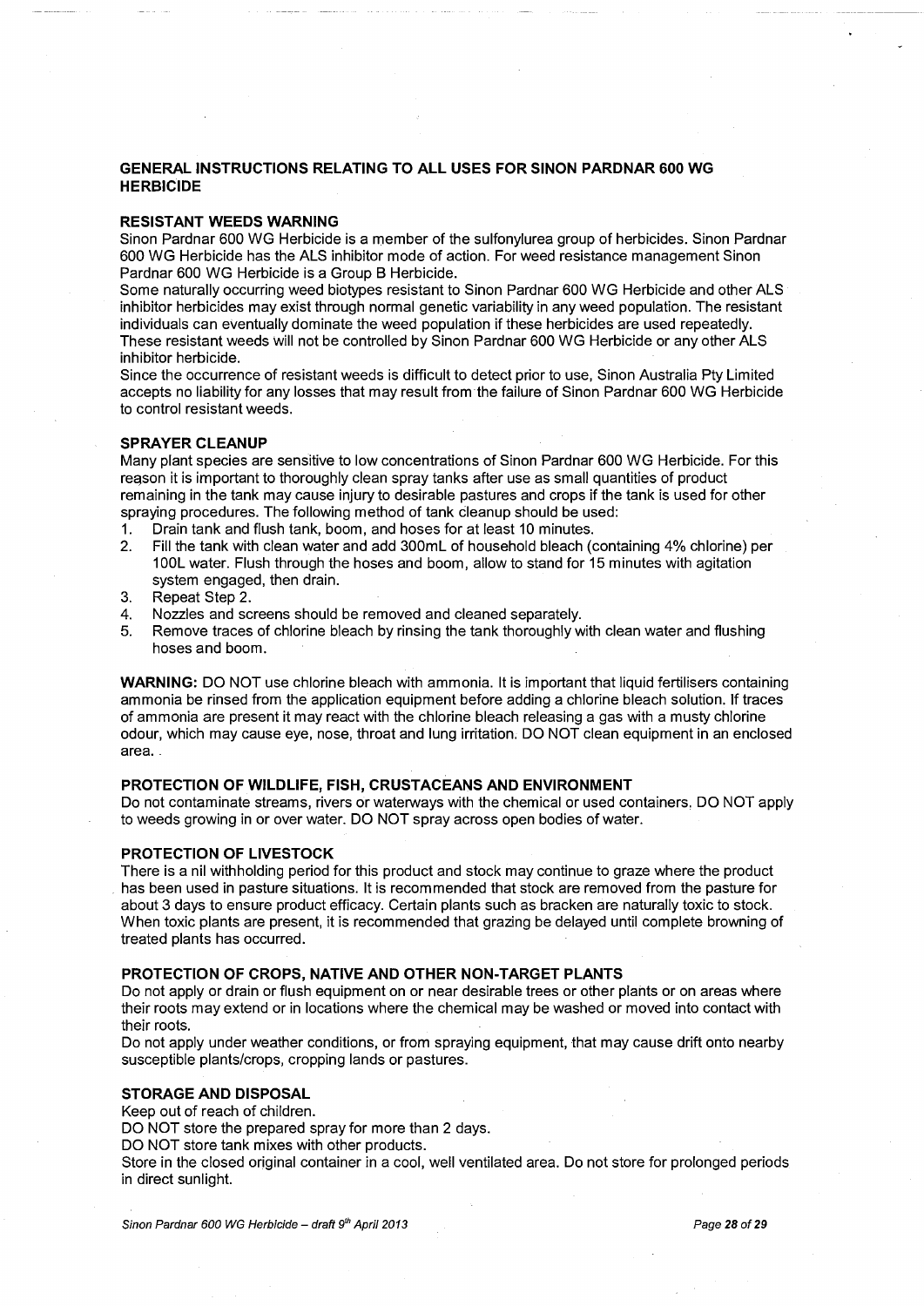## GENERAL INSTRUCTIONS RELATING TO ALL USES FOR SINON PARDNAR 600 WG HERBICIDE

### RESISTANT WEEDS WARNING

Sinon Pardnar 600 WG Herbicide is a member of the sulfonylurea group of herbicides. Sinon Pardnar 600 WG Herbicide has the ALS inhibitor mode of action. For weed resistance management Sinon Pardnar 600 WG Herbicide is a Group B Herbicide.

Some naturally occurring weed biotypes resistant to Sinon Pardnar 600 WG Herbicide and other ALS inhibitor herbicides may exist through normal genetic variability in any weed population. The resistant individuals can eventually dominate the weed population if these herbicides are used repeatedly. These resistant weeds will not be controlled by Sinon Pardnar 600 WG Herbicide or any other ALS inhibitor herbicide.

Since the occurrence of resistant weeds is difficult to detect prior to use, Sinon Australia Pty Limited accepts no liability for any losses that may result from the failure of Sinon Pardnar 600 WG Herbicide to control resistant weeds.

### SPRAYER CLEANUP

Many plant species are sensitive to low concentrations of Sinon Pardnar 600 WG Herbicide. For this reason it is important to thoroughly clean spray tanks after use as small quantities of product remaining in the tank may cause injury to desirable pastures and crops if the tank is used for other spraying procedures. The following method of tank cleanup should be used:

1. Drain tank and flush tank, boom, and hoses for at least 10 minutes.
2. Fill the tank with clean water and add 300mL of household bleach (containing 4% chlorine) per 100L water. Flush through the hoses and boom, allow to stand for 15 minutes with agitation system engaged, then drain.
3. Repeat Step 2.
4. Nozzles and screens should be removed and cleaned separately.
5. Remove traces of chlorine bleach by rinsing the tank thoroughly with clean water and flushing hoses and boom.

**WARNING:** DO NOT use chlorine bleach with ammonia. It is important that liquid fertilisers containing ammonia be rinsed from the application equipment before adding a chlorine bleach solution. If traces of ammonia are present it may react with the chlorine bleach releasing a gas with a musty chlorine odour, which may cause eye, nose, throat and lung irritation. DO NOT clean equipment in an enclosed area.

### PROTECTION OF WILDLIFE, FISH, CRUSTACEANS AND ENVIRONMENT

Do not contaminate streams, rivers or waterways with the chemical or used containers. DO NOT apply to weeds growing in or over water. DO NOT spray across open bodies of water.

### PROTECTION OF LIVESTOCK

There is a nil withholding period for this product and stock may continue to graze where the product has been used in pasture situations. It is recommended that stock are removed from the pasture for about 3 days to ensure product efficacy. Certain plants such as bracken are naturally toxic to stock. When toxic plants are present, it is recommended that grazing be delayed until complete browning of treated plants has occurred.

### PROTECTION OF CROPS, NATIVE AND OTHER NON-TARGET PLANTS

Do not apply or drain or flush equipment on or near desirable trees or other plants or on areas where their roots may extend or in locations where the chemical may be washed or moved into contact with their roots.

Do not apply under weather conditions, or from spraying equipment, that may cause drift onto nearby susceptible plants/crops, cropping lands or pastures.

### STORAGE AND DISPOSAL

Keep out of reach of children.

DO NOT store the prepared spray for more than 2 days.

DO NOT store tank mixes with other products.

Store in the closed original container in a cool, well ventilated area. Do not store for prolonged periods in direct sunlight.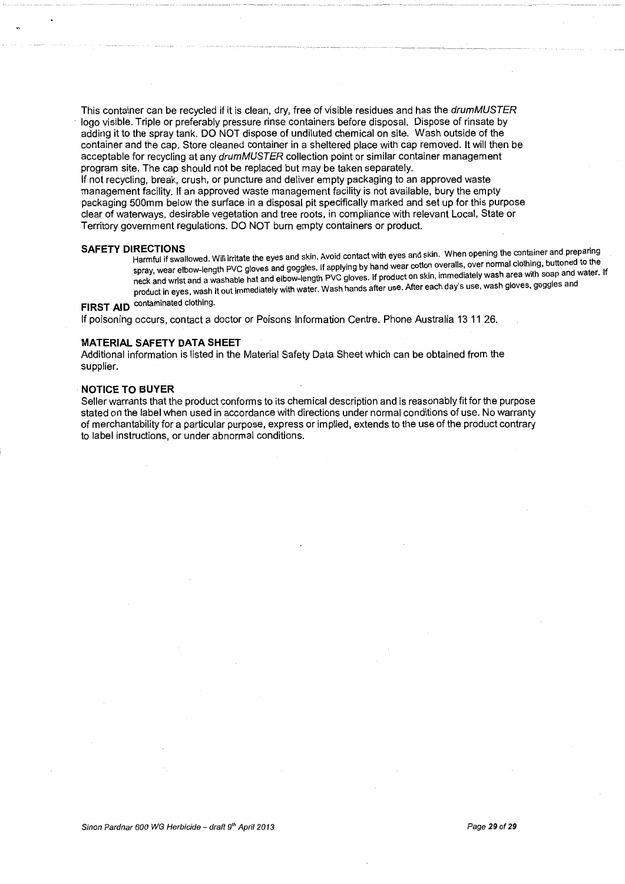This container can be recycled if it is clean, dry, free of visible residues and has the *drumMUSTER* logo visible. Triple or preferably pressure rinse containers before disposal. Dispose of rinsate by adding it to the spray tank. DO NOT dispose of undiluted chemical on site. Wash outside of the container and the cap. Store cleaned container in a sheltered place with cap removed. It will then be acceptable for recycling at any *drumMUSTER* collection point or similar container management program site. The cap should not be replaced but may be taken separately.
If not recycling, break, crush, or puncture and deliver empty packaging to an approved waste management facility. If an approved waste management facility is not available, bury the empty packaging 500mm below the surface in a disposal pit specifically marked and set up for this purpose clear of waterways, desirable vegetation and tree roots, in compliance with relevant Local, State or Territory government regulations. DO NOT burn empty containers or product.

**SAFETY DIRECTIONS**

Harmful if swallowed. Will irritate the eyes and skin. Avoid contact with eyes and skin. When opening the container and preparing spray, wear elbow-length PVC gloves and goggles. If applying by hand wear cotton overalls, over normal clothing, buttoned to the neck and wrist and a washable hat and elbow-length PVC gloves. If product on skin, immediately wash area with soap and water. If product in eyes, wash it out immediately with water. Wash hands after use. After each day's use, wash gloves, goggles and contaminated clothing.

**FIRST AID**

If poisoning occurs, contact a doctor or Poisons Information Centre. Phone Australia 13 11 26.

**MATERIAL SAFETY DATA SHEET**

Additional information is listed in the Material Safety Data Sheet which can be obtained from the supplier.

**NOTICE TO BUYER**

Seller warrants that the product conforms to its chemical description and is reasonably fit for the purpose stated on the label when used in accordance with directions under normal conditions of use. No warranty of merchantability for a particular purpose, express or implied, extends to the use of the product contrary to label instructions, or under abnormal conditions.